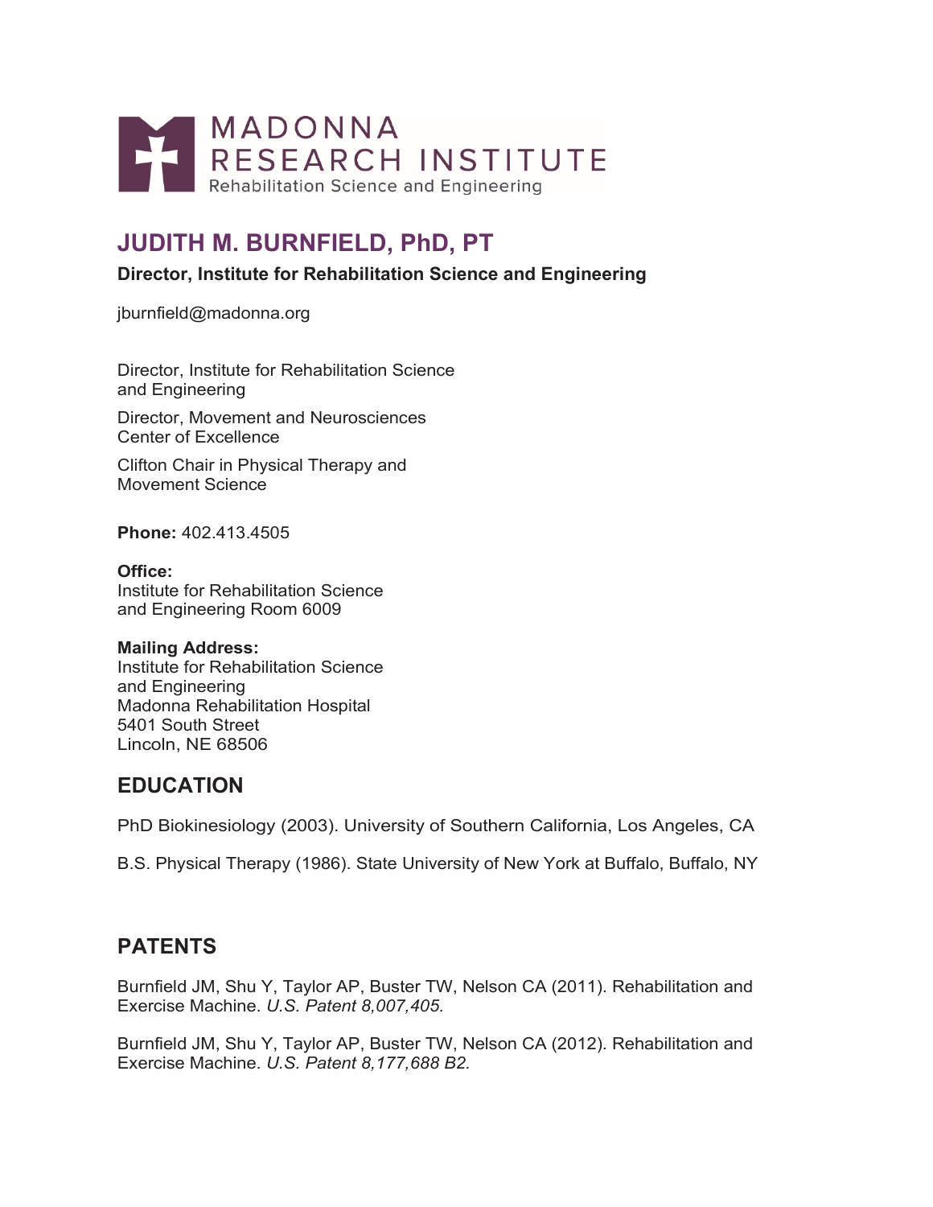MADONNA RESEARCH INSTITUTE
Rehabilitation Science and Engineering

# JUDITH M. BURNFIELD, PhD, PT

**Director, Institute for Rehabilitation Science and Engineering**

jburnfield@madonna.org

Director, Institute for Rehabilitation Science and Engineering

Director, Movement and Neurosciences Center of Excellence

Clifton Chair in Physical Therapy and Movement Science

**Phone:** 402.413.4505

**Office:**
Institute for Rehabilitation Science and Engineering Room 6009

**Mailing Address:**
Institute for Rehabilitation Science and Engineering
Madonna Rehabilitation Hospital
5401 South Street
Lincoln, NE 68506

## EDUCATION

PhD Biokinesiology (2003). University of Southern California, Los Angeles, CA

B.S. Physical Therapy (1986). State University of New York at Buffalo, Buffalo, NY

## PATENTS

Burnfield JM, Shu Y, Taylor AP, Buster TW, Nelson CA (2011). Rehabilitation and Exercise Machine. *U.S. Patent 8,007,405.*

Burnfield JM, Shu Y, Taylor AP, Buster TW, Nelson CA (2012). Rehabilitation and Exercise Machine. *U.S. Patent 8,177,688 B2.*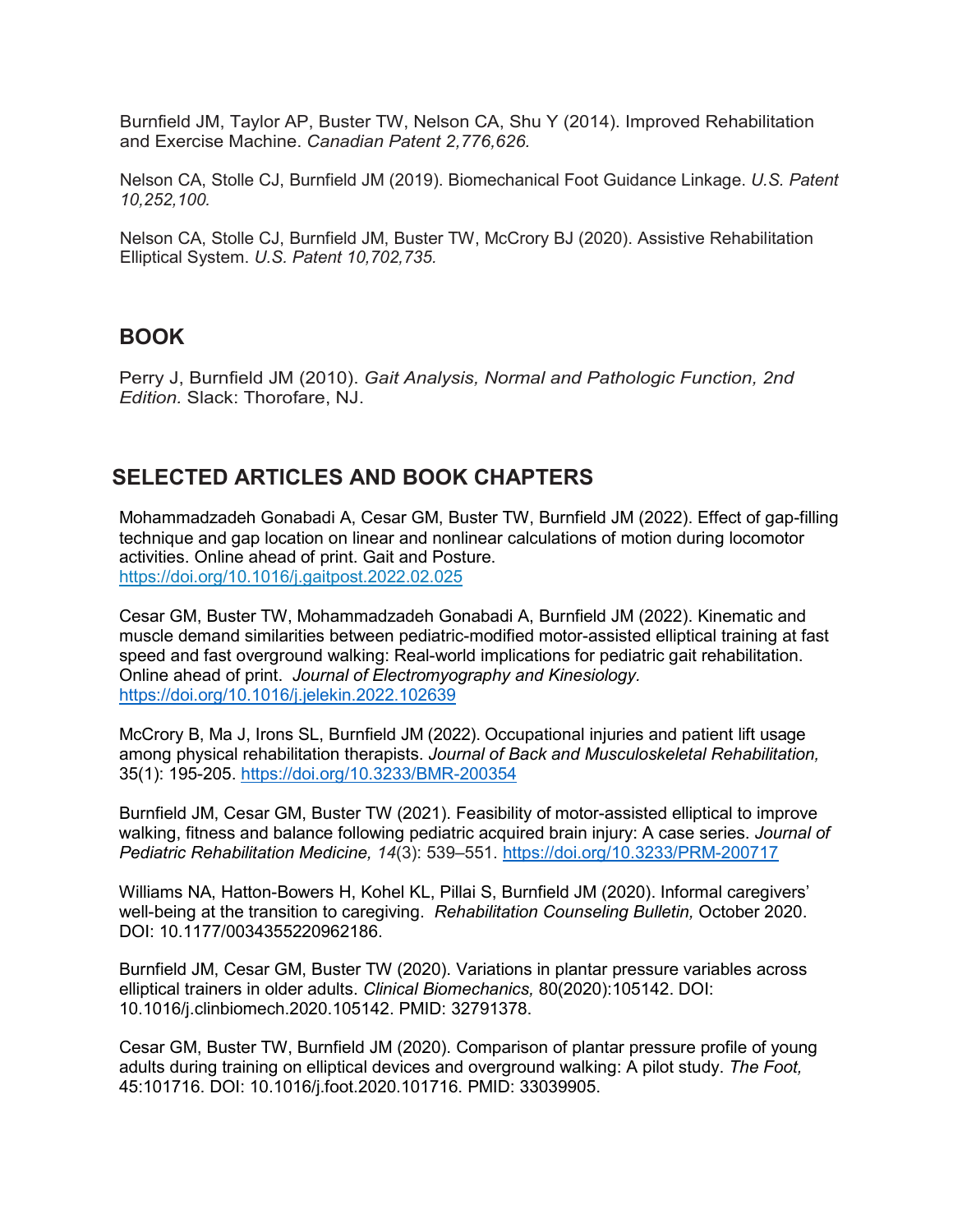Burnfield JM, Taylor AP, Buster TW, Nelson CA, Shu Y (2014). Improved Rehabilitation and Exercise Machine. *Canadian Patent 2,776,626.*

Nelson CA, Stolle CJ, Burnfield JM (2019). Biomechanical Foot Guidance Linkage. *U.S. Patent 10,252,100.*

Nelson CA, Stolle CJ, Burnfield JM, Buster TW, McCrory BJ (2020). Assistive Rehabilitation Elliptical System. *U.S. Patent 10,702,735.*

## BOOK

Perry J, Burnfield JM (2010). *Gait Analysis, Normal and Pathologic Function, 2nd Edition.* Slack: Thorofare, NJ.

## SELECTED ARTICLES AND BOOK CHAPTERS

Mohammadzadeh Gonabadi A, Cesar GM, Buster TW, Burnfield JM (2022). Effect of gap-filling technique and gap location on linear and nonlinear calculations of motion during locomotor activities. Online ahead of print. Gait and Posture. https://doi.org/10.1016/j.gaitpost.2022.02.025

Cesar GM, Buster TW, Mohammadzadeh Gonabadi A, Burnfield JM (2022). Kinematic and muscle demand similarities between pediatric-modified motor-assisted elliptical training at fast speed and fast overground walking: Real-world implications for pediatric gait rehabilitation. Online ahead of print. *Journal of Electromyography and Kinesiology.* https://doi.org/10.1016/j.jelekin.2022.102639

McCrory B, Ma J, Irons SL, Burnfield JM (2022). Occupational injuries and patient lift usage among physical rehabilitation therapists. *Journal of Back and Musculoskeletal Rehabilitation,* 35(1): 195-205. https://doi.org/10.3233/BMR-200354

Burnfield JM, Cesar GM, Buster TW (2021). Feasibility of motor-assisted elliptical to improve walking, fitness and balance following pediatric acquired brain injury: A case series. *Journal of Pediatric Rehabilitation Medicine, 14*(3): 539–551. https://doi.org/10.3233/PRM-200717

Williams NA, Hatton-Bowers H, Kohel KL, Pillai S, Burnfield JM (2020). Informal caregivers' well-being at the transition to caregiving. *Rehabilitation Counseling Bulletin,* October 2020. DOI: 10.1177/0034355220962186.

Burnfield JM, Cesar GM, Buster TW (2020). Variations in plantar pressure variables across elliptical trainers in older adults. *Clinical Biomechanics,* 80(2020):105142. DOI: 10.1016/j.clinbiomech.2020.105142. PMID: 32791378.

Cesar GM, Buster TW, Burnfield JM (2020). Comparison of plantar pressure profile of young adults during training on elliptical devices and overground walking: A pilot study. *The Foot,* 45:101716. DOI: 10.1016/j.foot.2020.101716. PMID: 33039905.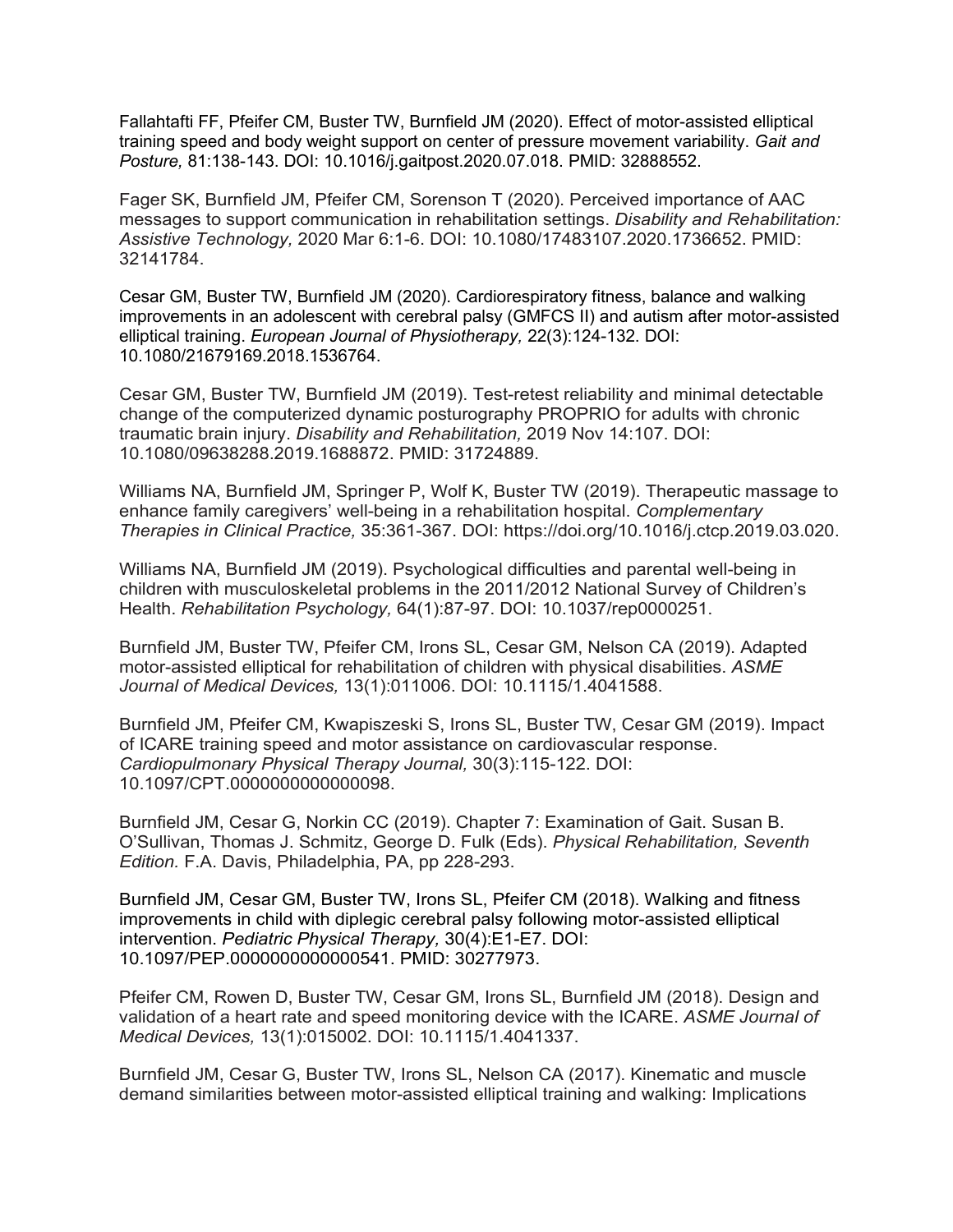Fallahtafti FF, Pfeifer CM, Buster TW, Burnfield JM (2020). Effect of motor-assisted elliptical training speed and body weight support on center of pressure movement variability. *Gait and Posture,* 81:138-143. DOI: 10.1016/j.gaitpost.2020.07.018. PMID: 32888552.

Fager SK, Burnfield JM, Pfeifer CM, Sorenson T (2020). Perceived importance of AAC messages to support communication in rehabilitation settings. *Disability and Rehabilitation: Assistive Technology,* 2020 Mar 6:1-6. DOI: 10.1080/17483107.2020.1736652. PMID: 32141784.

Cesar GM, Buster TW, Burnfield JM (2020). Cardiorespiratory fitness, balance and walking improvements in an adolescent with cerebral palsy (GMFCS II) and autism after motor-assisted elliptical training. *European Journal of Physiotherapy,* 22(3):124-132. DOI: 10.1080/21679169.2018.1536764.

Cesar GM, Buster TW, Burnfield JM (2019). Test-retest reliability and minimal detectable change of the computerized dynamic posturography PROPRIO for adults with chronic traumatic brain injury. *Disability and Rehabilitation,* 2019 Nov 14:107. DOI: 10.1080/09638288.2019.1688872. PMID: 31724889.

Williams NA, Burnfield JM, Springer P, Wolf K, Buster TW (2019). Therapeutic massage to enhance family caregivers' well-being in a rehabilitation hospital. *Complementary Therapies in Clinical Practice,* 35:361-367. DOI: https://doi.org/10.1016/j.ctcp.2019.03.020.

Williams NA, Burnfield JM (2019). Psychological difficulties and parental well-being in children with musculoskeletal problems in the 2011/2012 National Survey of Children's Health. *Rehabilitation Psychology,* 64(1):87-97. DOI: 10.1037/rep0000251.

Burnfield JM, Buster TW, Pfeifer CM, Irons SL, Cesar GM, Nelson CA (2019). Adapted motor-assisted elliptical for rehabilitation of children with physical disabilities. *ASME Journal of Medical Devices,* 13(1):011006. DOI: 10.1115/1.4041588.

Burnfield JM, Pfeifer CM, Kwapiszeski S, Irons SL, Buster TW, Cesar GM (2019). Impact of ICARE training speed and motor assistance on cardiovascular response. *Cardiopulmonary Physical Therapy Journal,* 30(3):115-122. DOI: 10.1097/CPT.0000000000000098.

Burnfield JM, Cesar G, Norkin CC (2019). Chapter 7: Examination of Gait. Susan B. O'Sullivan, Thomas J. Schmitz, George D. Fulk (Eds). *Physical Rehabilitation, Seventh Edition.* F.A. Davis, Philadelphia, PA, pp 228-293.

Burnfield JM, Cesar GM, Buster TW, Irons SL, Pfeifer CM (2018). Walking and fitness improvements in child with diplegic cerebral palsy following motor-assisted elliptical intervention. *Pediatric Physical Therapy,* 30(4):E1-E7. DOI: 10.1097/PEP.0000000000000541. PMID: 30277973.

Pfeifer CM, Rowen D, Buster TW, Cesar GM, Irons SL, Burnfield JM (2018). Design and validation of a heart rate and speed monitoring device with the ICARE. *ASME Journal of Medical Devices,* 13(1):015002. DOI: 10.1115/1.4041337.

Burnfield JM, Cesar G, Buster TW, Irons SL, Nelson CA (2017). Kinematic and muscle demand similarities between motor-assisted elliptical training and walking: Implications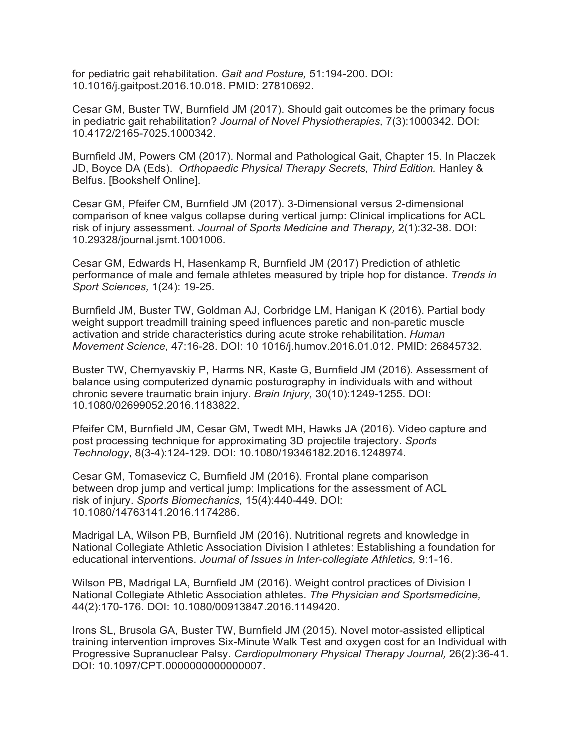for pediatric gait rehabilitation. *Gait and Posture,* 51:194-200. DOI: 10.1016/j.gaitpost.2016.10.018. PMID: 27810692.

Cesar GM, Buster TW, Burnfield JM (2017). Should gait outcomes be the primary focus in pediatric gait rehabilitation? *Journal of Novel Physiotherapies,* 7(3):1000342. DOI: 10.4172/2165-7025.1000342.

Burnfield JM, Powers CM (2017). Normal and Pathological Gait, Chapter 15. In Placzek JD, Boyce DA (Eds). *Orthopaedic Physical Therapy Secrets, Third Edition.* Hanley & Belfus. [Bookshelf Online].

Cesar GM, Pfeifer CM, Burnfield JM (2017). 3-Dimensional versus 2-dimensional comparison of knee valgus collapse during vertical jump: Clinical implications for ACL risk of injury assessment. *Journal of Sports Medicine and Therapy,* 2(1):32-38. DOI: 10.29328/journal.jsmt.1001006.

Cesar GM, Edwards H, Hasenkamp R, Burnfield JM (2017) Prediction of athletic performance of male and female athletes measured by triple hop for distance. *Trends in Sport Sciences,* 1(24): 19-25.

Burnfield JM, Buster TW, Goldman AJ, Corbridge LM, Hanigan K (2016). Partial body weight support treadmill training speed influences paretic and non-paretic muscle activation and stride characteristics during acute stroke rehabilitation. *Human Movement Science,* 47:16-28. DOI: 10 1016/j.humov.2016.01.012. PMID: 26845732.

Buster TW, Chernyavskiy P, Harms NR, Kaste G, Burnfield JM (2016). Assessment of balance using computerized dynamic posturography in individuals with and without chronic severe traumatic brain injury. *Brain Injury,* 30(10):1249-1255. DOI: 10.1080/02699052.2016.1183822.

Pfeifer CM, Burnfield JM, Cesar GM, Twedt MH, Hawks JA (2016). Video capture and post processing technique for approximating 3D projectile trajectory. *Sports Technology*, 8(3-4):124-129. DOI: 10.1080/19346182.2016.1248974.

Cesar GM, Tomasevicz C, Burnfield JM (2016). Frontal plane comparison between drop jump and vertical jump: Implications for the assessment of ACL risk of injury. *Sports Biomechanics,* 15(4):440-449. DOI: 10.1080/14763141.2016.1174286.

Madrigal LA, Wilson PB, Burnfield JM (2016). Nutritional regrets and knowledge in National Collegiate Athletic Association Division I athletes: Establishing a foundation for educational interventions. *Journal of Issues in Inter-collegiate Athletics,* 9:1-16.

Wilson PB, Madrigal LA, Burnfield JM (2016). Weight control practices of Division I National Collegiate Athletic Association athletes. *The Physician and Sportsmedicine,* 44(2):170-176. DOI: 10.1080/00913847.2016.1149420.

Irons SL, Brusola GA, Buster TW, Burnfield JM (2015). Novel motor-assisted elliptical training intervention improves Six-Minute Walk Test and oxygen cost for an Individual with Progressive Supranuclear Palsy. *Cardiopulmonary Physical Therapy Journal,* 26(2):36-41. DOI: 10.1097/CPT.0000000000000007.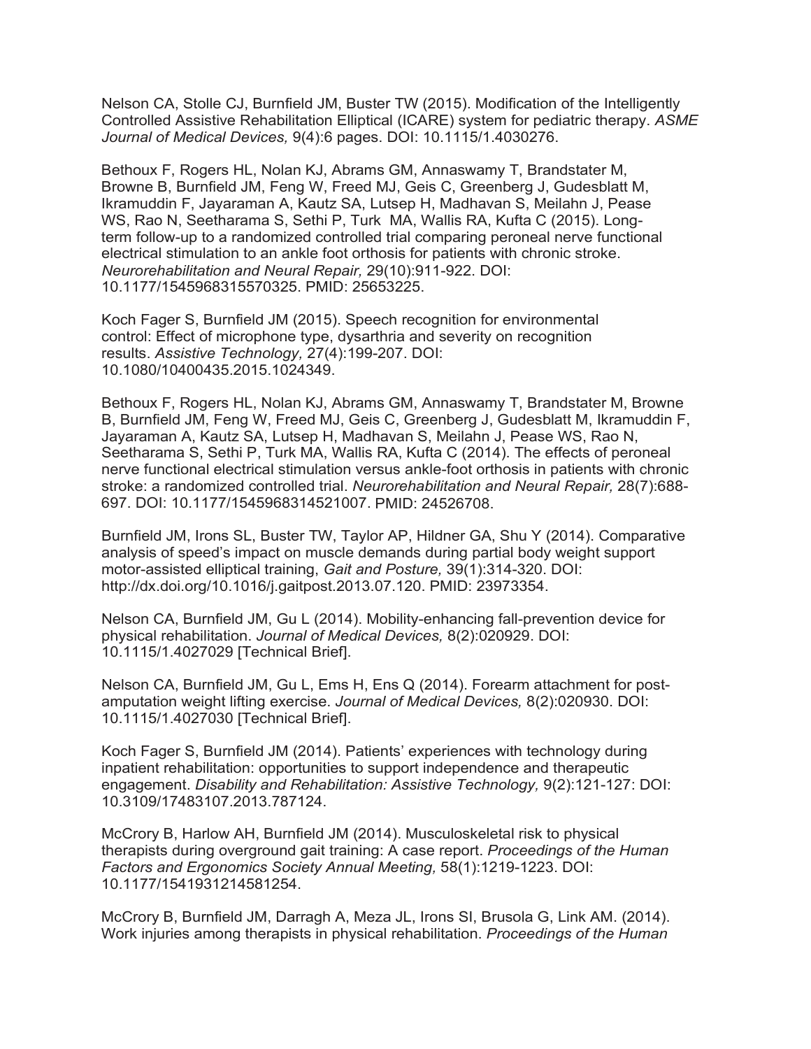Nelson CA, Stolle CJ, Burnfield JM, Buster TW (2015). Modification of the Intelligently Controlled Assistive Rehabilitation Elliptical (ICARE) system for pediatric therapy. *ASME Journal of Medical Devices,* 9(4):6 pages. DOI: 10.1115/1.4030276.

Bethoux F, Rogers HL, Nolan KJ, Abrams GM, Annaswamy T, Brandstater M, Browne B, Burnfield JM, Feng W, Freed MJ, Geis C, Greenberg J, Gudesblatt M, Ikramuddin F, Jayaraman A, Kautz SA, Lutsep H, Madhavan S, Meilahn J, Pease WS, Rao N, Seetharama S, Sethi P, Turk MA, Wallis RA, Kufta C (2015). Long-term follow-up to a randomized controlled trial comparing peroneal nerve functional electrical stimulation to an ankle foot orthosis for patients with chronic stroke. *Neurorehabilitation and Neural Repair,* 29(10):911-922. DOI: 10.1177/1545968315570325. PMID: 25653225.

Koch Fager S, Burnfield JM (2015). Speech recognition for environmental control: Effect of microphone type, dysarthria and severity on recognition results. *Assistive Technology,* 27(4):199-207. DOI: 10.1080/10400435.2015.1024349.

Bethoux F, Rogers HL, Nolan KJ, Abrams GM, Annaswamy T, Brandstater M, Browne B, Burnfield JM, Feng W, Freed MJ, Geis C, Greenberg J, Gudesblatt M, Ikramuddin F, Jayaraman A, Kautz SA, Lutsep H, Madhavan S, Meilahn J, Pease WS, Rao N, Seetharama S, Sethi P, Turk MA, Wallis RA, Kufta C (2014). The effects of peroneal nerve functional electrical stimulation versus ankle-foot orthosis in patients with chronic stroke: a randomized controlled trial. *Neurorehabilitation and Neural Repair,* 28(7):688-697. DOI: 10.1177/1545968314521007. PMID: 24526708.

Burnfield JM, Irons SL, Buster TW, Taylor AP, Hildner GA, Shu Y (2014). Comparative analysis of speed's impact on muscle demands during partial body weight support motor-assisted elliptical training, *Gait and Posture,* 39(1):314-320. DOI: http://dx.doi.org/10.1016/j.gaitpost.2013.07.120. PMID: 23973354.

Nelson CA, Burnfield JM, Gu L (2014). Mobility-enhancing fall-prevention device for physical rehabilitation. *Journal of Medical Devices,* 8(2):020929. DOI: 10.1115/1.4027029 [Technical Brief].

Nelson CA, Burnfield JM, Gu L, Ems H, Ens Q (2014). Forearm attachment for post-amputation weight lifting exercise. *Journal of Medical Devices,* 8(2):020930. DOI: 10.1115/1.4027030 [Technical Brief].

Koch Fager S, Burnfield JM (2014). Patients' experiences with technology during inpatient rehabilitation: opportunities to support independence and therapeutic engagement. *Disability and Rehabilitation: Assistive Technology,* 9(2):121-127: DOI: 10.3109/17483107.2013.787124.

McCrory B, Harlow AH, Burnfield JM (2014). Musculoskeletal risk to physical therapists during overground gait training: A case report. *Proceedings of the Human Factors and Ergonomics Society Annual Meeting,* 58(1):1219-1223. DOI: 10.1177/1541931214581254.

McCrory B, Burnfield JM, Darragh A, Meza JL, Irons SI, Brusola G, Link AM. (2014). Work injuries among therapists in physical rehabilitation. *Proceedings of the Human*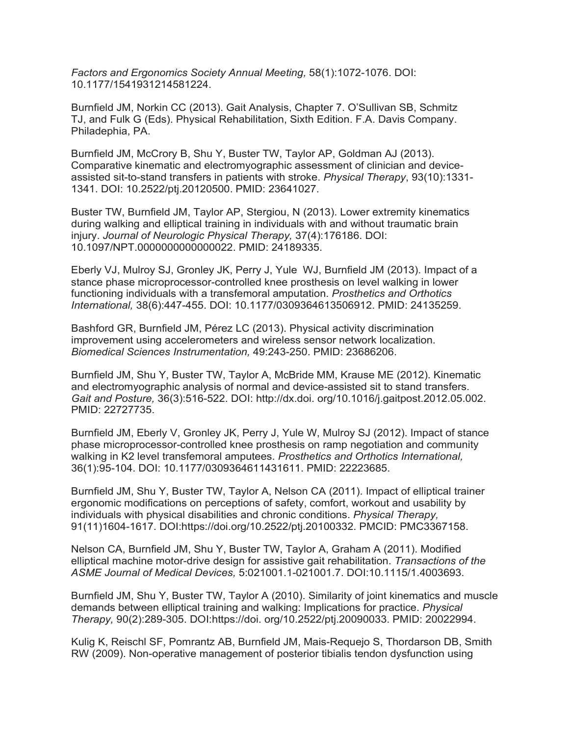*Factors and Ergonomics Society Annual Meeting,* 58(1):1072-1076. DOI: 10.1177/1541931214581224.

Burnfield JM, Norkin CC (2013). Gait Analysis, Chapter 7. O'Sullivan SB, Schmitz TJ, and Fulk G (Eds). Physical Rehabilitation, Sixth Edition. F.A. Davis Company. Philadephia, PA.

Burnfield JM, McCrory B, Shu Y, Buster TW, Taylor AP, Goldman AJ (2013). Comparative kinematic and electromyographic assessment of clinician and device-assisted sit-to-stand transfers in patients with stroke. *Physical Therapy*, 93(10):1331-1341. DOI: 10.2522/ptj.20120500. PMID: 23641027.

Buster TW, Burnfield JM, Taylor AP, Stergiou, N (2013). Lower extremity kinematics during walking and elliptical training in individuals with and without traumatic brain injury. *Journal of Neurologic Physical Therapy,* 37(4):176186. DOI: 10.1097/NPT.0000000000000022. PMID: 24189335.

Eberly VJ, Mulroy SJ, Gronley JK, Perry J, Yule WJ, Burnfield JM (2013). Impact of a stance phase microprocessor-controlled knee prosthesis on level walking in lower functioning individuals with a transfemoral amputation. *Prosthetics and Orthotics International,* 38(6):447-455. DOI: 10.1177/0309364613506912. PMID: 24135259.

Bashford GR, Burnfield JM, Pérez LC (2013). Physical activity discrimination improvement using accelerometers and wireless sensor network localization. *Biomedical Sciences Instrumentation,* 49:243-250. PMID: 23686206.

Burnfield JM, Shu Y, Buster TW, Taylor A, McBride MM, Krause ME (2012). Kinematic and electromyographic analysis of normal and device-assisted sit to stand transfers. *Gait and Posture,* 36(3):516-522. DOI: http://dx.doi. org/10.1016/j.gaitpost.2012.05.002. PMID: 22727735.

Burnfield JM, Eberly V, Gronley JK, Perry J, Yule W, Mulroy SJ (2012). Impact of stance phase microprocessor-controlled knee prosthesis on ramp negotiation and community walking in K2 level transfemoral amputees. *Prosthetics and Orthotics International,* 36(1):95-104. DOI: 10.1177/0309364611431611. PMID: 22223685.

Burnfield JM, Shu Y, Buster TW, Taylor A, Nelson CA (2011). Impact of elliptical trainer ergonomic modifications on perceptions of safety, comfort, workout and usability by individuals with physical disabilities and chronic conditions. *Physical Therapy,* 91(11)1604-1617. DOI:https://doi.org/10.2522/ptj.20100332. PMCID: PMC3367158.

Nelson CA, Burnfield JM, Shu Y, Buster TW, Taylor A, Graham A (2011). Modified elliptical machine motor-drive design for assistive gait rehabilitation. *Transactions of the ASME Journal of Medical Devices,* 5:021001.1-021001.7. DOI:10.1115/1.4003693.

Burnfield JM, Shu Y, Buster TW, Taylor A (2010). Similarity of joint kinematics and muscle demands between elliptical training and walking: Implications for practice. *Physical Therapy,* 90(2):289-305. DOI:https://doi. org/10.2522/ptj.20090033. PMID: 20022994.

Kulig K, Reischl SF, Pomrantz AB, Burnfield JM, Mais-Requejo S, Thordarson DB, Smith RW (2009). Non-operative management of posterior tibialis tendon dysfunction using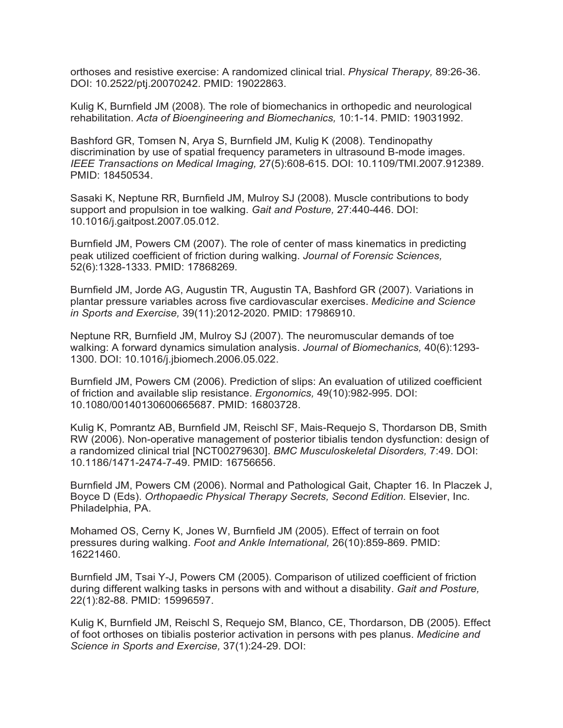orthoses and resistive exercise: A randomized clinical trial. *Physical Therapy,* 89:26-36. DOI: 10.2522/ptj.20070242. PMID: 19022863.

Kulig K, Burnfield JM (2008). The role of biomechanics in orthopedic and neurological rehabilitation. *Acta of Bioengineering and Biomechanics,* 10:1-14. PMID: 19031992.

Bashford GR, Tomsen N, Arya S, Burnfield JM, Kulig K (2008). Tendinopathy discrimination by use of spatial frequency parameters in ultrasound B-mode images. *IEEE Transactions on Medical Imaging,* 27(5):608-615. DOI: 10.1109/TMI.2007.912389. PMID: 18450534.

Sasaki K, Neptune RR, Burnfield JM, Mulroy SJ (2008). Muscle contributions to body support and propulsion in toe walking. *Gait and Posture,* 27:440-446. DOI: 10.1016/j.gaitpost.2007.05.012.

Burnfield JM, Powers CM (2007). The role of center of mass kinematics in predicting peak utilized coefficient of friction during walking. *Journal of Forensic Sciences,* 52(6):1328-1333. PMID: 17868269.

Burnfield JM, Jorde AG, Augustin TR, Augustin TA, Bashford GR (2007). Variations in plantar pressure variables across five cardiovascular exercises. *Medicine and Science in Sports and Exercise,* 39(11):2012-2020. PMID: 17986910.

Neptune RR, Burnfield JM, Mulroy SJ (2007). The neuromuscular demands of toe walking: A forward dynamics simulation analysis. *Journal of Biomechanics,* 40(6):1293-1300. DOI: 10.1016/j.jbiomech.2006.05.022.

Burnfield JM, Powers CM (2006). Prediction of slips: An evaluation of utilized coefficient of friction and available slip resistance. *Ergonomics,* 49(10):982-995. DOI: 10.1080/00140130600665687. PMID: 16803728.

Kulig K, Pomrantz AB, Burnfield JM, Reischl SF, Mais-Requejo S, Thordarson DB, Smith RW (2006). Non-operative management of posterior tibialis tendon dysfunction: design of a randomized clinical trial [NCT00279630]. *BMC Musculoskeletal Disorders,* 7:49. DOI: 10.1186/1471-2474-7-49. PMID: 16756656.

Burnfield JM, Powers CM (2006). Normal and Pathological Gait, Chapter 16. In Placzek J, Boyce D (Eds). *Orthopaedic Physical Therapy Secrets, Second Edition.* Elsevier, Inc. Philadelphia, PA.

Mohamed OS, Cerny K, Jones W, Burnfield JM (2005). Effect of terrain on foot pressures during walking. *Foot and Ankle International,* 26(10):859-869. PMID: 16221460.

Burnfield JM, Tsai Y-J, Powers CM (2005). Comparison of utilized coefficient of friction during different walking tasks in persons with and without a disability. *Gait and Posture,* 22(1):82-88. PMID: 15996597.

Kulig K, Burnfield JM, Reischl S, Requejo SM, Blanco, CE, Thordarson, DB (2005). Effect of foot orthoses on tibialis posterior activation in persons with pes planus. *Medicine and Science in Sports and Exercise,* 37(1):24-29. DOI: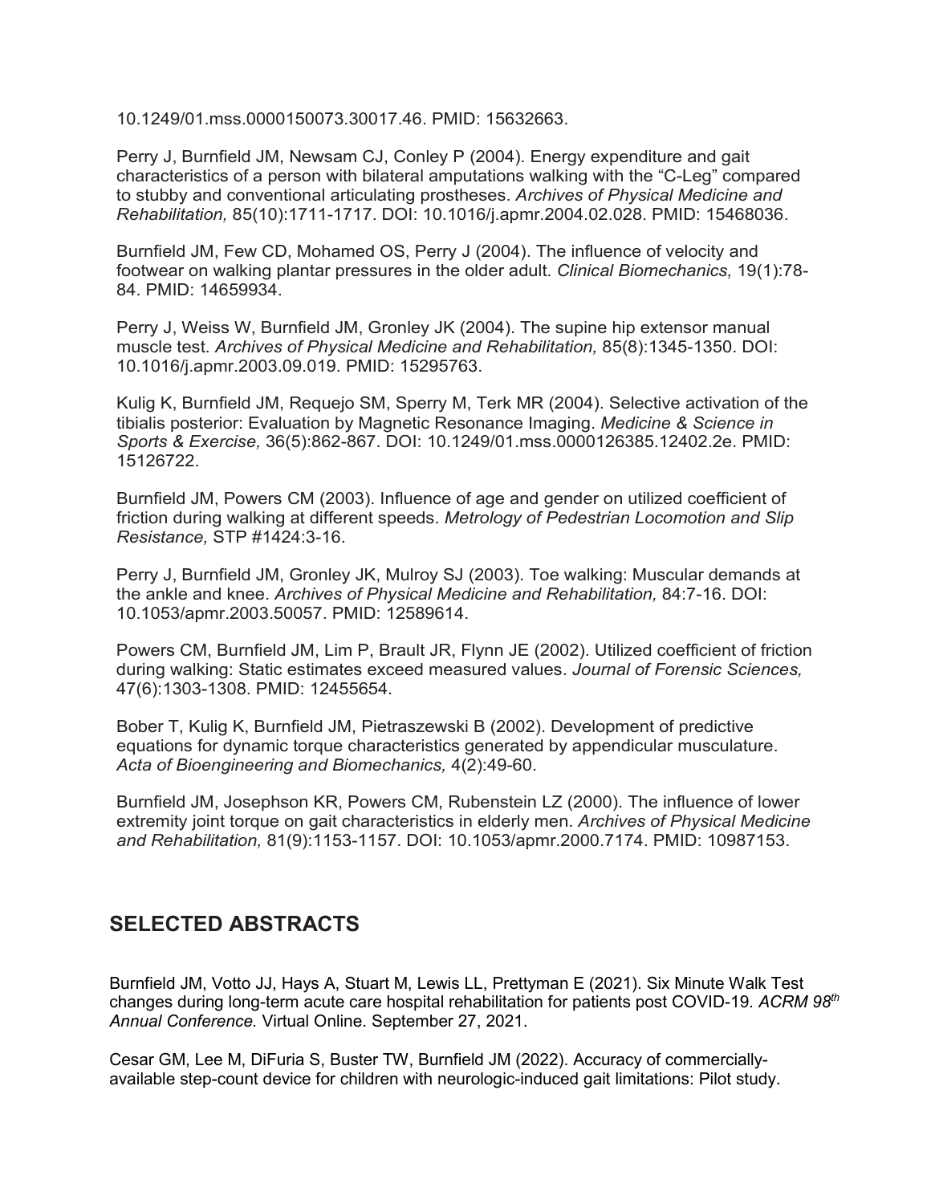10.1249/01.mss.0000150073.30017.46. PMID: 15632663.

Perry J, Burnfield JM, Newsam CJ, Conley P (2004). Energy expenditure and gait characteristics of a person with bilateral amputations walking with the "C-Leg" compared to stubby and conventional articulating prostheses. *Archives of Physical Medicine and Rehabilitation,* 85(10):1711-1717. DOI: 10.1016/j.apmr.2004.02.028. PMID: 15468036.

Burnfield JM, Few CD, Mohamed OS, Perry J (2004). The influence of velocity and footwear on walking plantar pressures in the older adult. *Clinical Biomechanics,* 19(1):78-84. PMID: 14659934.

Perry J, Weiss W, Burnfield JM, Gronley JK (2004). The supine hip extensor manual muscle test. *Archives of Physical Medicine and Rehabilitation,* 85(8):1345-1350. DOI: 10.1016/j.apmr.2003.09.019. PMID: 15295763.

Kulig K, Burnfield JM, Requejo SM, Sperry M, Terk MR (2004). Selective activation of the tibialis posterior: Evaluation by Magnetic Resonance Imaging. *Medicine & Science in Sports & Exercise,* 36(5):862-867. DOI: 10.1249/01.mss.0000126385.12402.2e. PMID: 15126722.

Burnfield JM, Powers CM (2003). Influence of age and gender on utilized coefficient of friction during walking at different speeds. *Metrology of Pedestrian Locomotion and Slip Resistance,* STP #1424:3-16.

Perry J, Burnfield JM, Gronley JK, Mulroy SJ (2003). Toe walking: Muscular demands at the ankle and knee. *Archives of Physical Medicine and Rehabilitation,* 84:7-16. DOI: 10.1053/apmr.2003.50057. PMID: 12589614.

Powers CM, Burnfield JM, Lim P, Brault JR, Flynn JE (2002). Utilized coefficient of friction during walking: Static estimates exceed measured values. *Journal of Forensic Sciences,* 47(6):1303-1308. PMID: 12455654.

Bober T, Kulig K, Burnfield JM, Pietraszewski B (2002). Development of predictive equations for dynamic torque characteristics generated by appendicular musculature. *Acta of Bioengineering and Biomechanics,* 4(2):49-60.

Burnfield JM, Josephson KR, Powers CM, Rubenstein LZ (2000). The influence of lower extremity joint torque on gait characteristics in elderly men. *Archives of Physical Medicine and Rehabilitation,* 81(9):1153-1157. DOI: 10.1053/apmr.2000.7174. PMID: 10987153.

## SELECTED ABSTRACTS

Burnfield JM, Votto JJ, Hays A, Stuart M, Lewis LL, Prettyman E (2021). Six Minute Walk Test changes during long-term acute care hospital rehabilitation for patients post COVID-19. *ACRM 98th Annual Conference.* Virtual Online. September 27, 2021.

Cesar GM, Lee M, DiFuria S, Buster TW, Burnfield JM (2022). Accuracy of commercially-available step-count device for children with neurologic-induced gait limitations: Pilot study.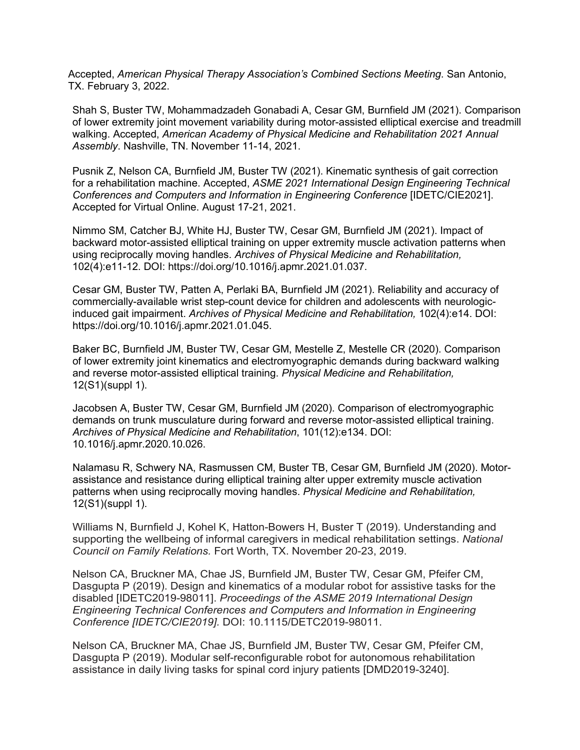Accepted, *American Physical Therapy Association's Combined Sections Meeting*. San Antonio, TX. February 3, 2022.

Shah S, Buster TW, Mohammadzadeh Gonabadi A, Cesar GM, Burnfield JM (2021). Comparison of lower extremity joint movement variability during motor-assisted elliptical exercise and treadmill walking. Accepted, *American Academy of Physical Medicine and Rehabilitation 2021 Annual Assembly*. Nashville, TN. November 11-14, 2021.

Pusnik Z, Nelson CA, Burnfield JM, Buster TW (2021). Kinematic synthesis of gait correction for a rehabilitation machine. Accepted, *ASME 2021 International Design Engineering Technical Conferences and Computers and Information in Engineering Conference* [IDETC/CIE2021]. Accepted for Virtual Online. August 17-21, 2021.

Nimmo SM, Catcher BJ, White HJ, Buster TW, Cesar GM, Burnfield JM (2021). Impact of backward motor-assisted elliptical training on upper extremity muscle activation patterns when using reciprocally moving handles. *Archives of Physical Medicine and Rehabilitation,* 102(4):e11-12. DOI: https://doi.org/10.1016/j.apmr.2021.01.037.

Cesar GM, Buster TW, Patten A, Perlaki BA, Burnfield JM (2021). Reliability and accuracy of commercially-available wrist step-count device for children and adolescents with neurologic-induced gait impairment. *Archives of Physical Medicine and Rehabilitation,* 102(4):e14. DOI: https://doi.org/10.1016/j.apmr.2021.01.045.

Baker BC, Burnfield JM, Buster TW, Cesar GM, Mestelle Z, Mestelle CR (2020). Comparison of lower extremity joint kinematics and electromyographic demands during backward walking and reverse motor-assisted elliptical training. *Physical Medicine and Rehabilitation,* 12(S1)(suppl 1).

Jacobsen A, Buster TW, Cesar GM, Burnfield JM (2020). Comparison of electromyographic demands on trunk musculature during forward and reverse motor-assisted elliptical training. *Archives of Physical Medicine and Rehabilitation*, 101(12):e134. DOI: 10.1016/j.apmr.2020.10.026.

Nalamasu R, Schwery NA, Rasmussen CM, Buster TB, Cesar GM, Burnfield JM (2020). Motor-assistance and resistance during elliptical training alter upper extremity muscle activation patterns when using reciprocally moving handles. *Physical Medicine and Rehabilitation,* 12(S1)(suppl 1).

Williams N, Burnfield J, Kohel K, Hatton-Bowers H, Buster T (2019). Understanding and supporting the wellbeing of informal caregivers in medical rehabilitation settings. *National Council on Family Relations.* Fort Worth, TX. November 20-23, 2019.

Nelson CA, Bruckner MA, Chae JS, Burnfield JM, Buster TW, Cesar GM, Pfeifer CM, Dasgupta P (2019). Design and kinematics of a modular robot for assistive tasks for the disabled [IDETC2019-98011]. *Proceedings of the ASME 2019 International Design Engineering Technical Conferences and Computers and Information in Engineering Conference [IDETC/CIE2019].* DOI: 10.1115/DETC2019-98011.

Nelson CA, Bruckner MA, Chae JS, Burnfield JM, Buster TW, Cesar GM, Pfeifer CM, Dasgupta P (2019). Modular self-reconfigurable robot for autonomous rehabilitation assistance in daily living tasks for spinal cord injury patients [DMD2019-3240].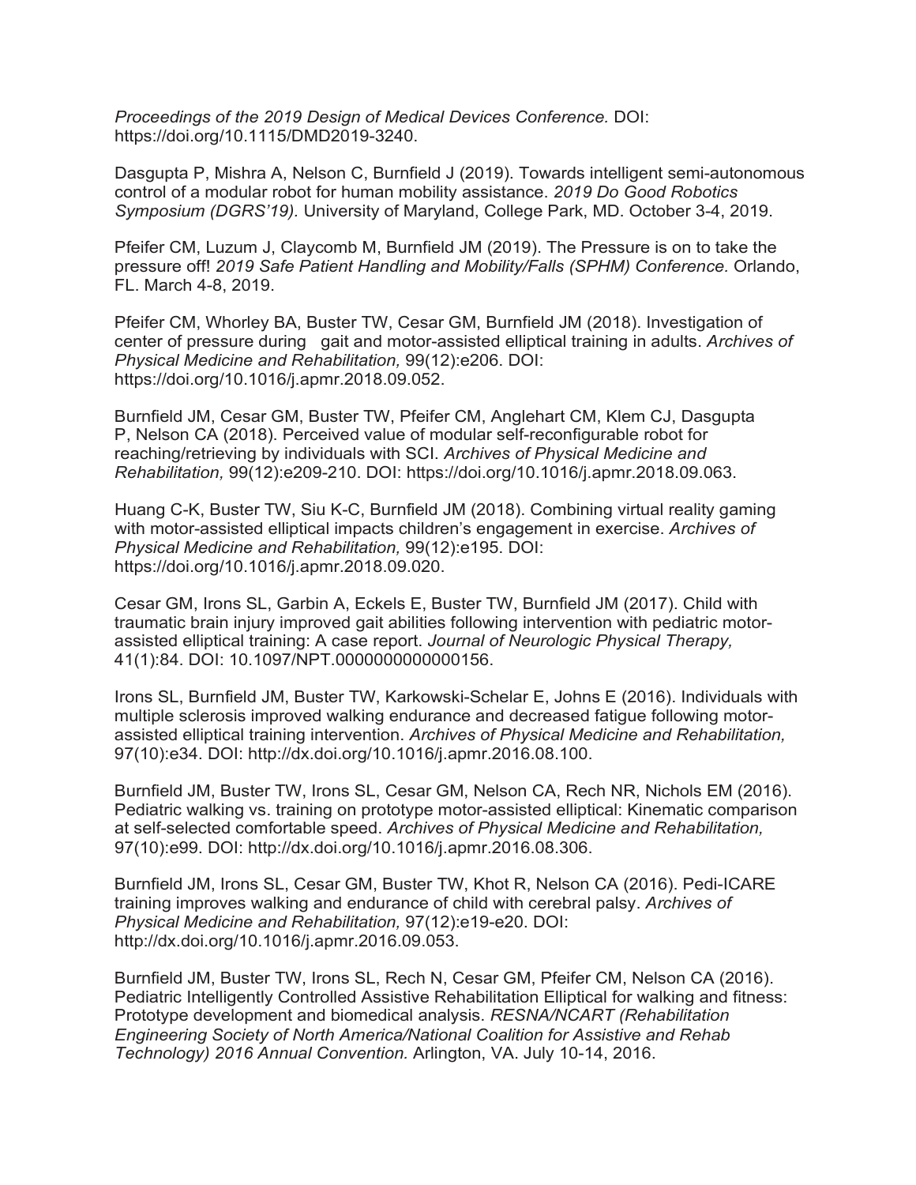*Proceedings of the 2019 Design of Medical Devices Conference.* DOI: https://doi.org/10.1115/DMD2019-3240.

Dasgupta P, Mishra A, Nelson C, Burnfield J (2019). Towards intelligent semi-autonomous control of a modular robot for human mobility assistance. *2019 Do Good Robotics Symposium (DGRS'19).* University of Maryland, College Park, MD. October 3-4, 2019.

Pfeifer CM, Luzum J, Claycomb M, Burnfield JM (2019). The Pressure is on to take the pressure off! *2019 Safe Patient Handling and Mobility/Falls (SPHM) Conference.* Orlando, FL. March 4-8, 2019.

Pfeifer CM, Whorley BA, Buster TW, Cesar GM, Burnfield JM (2018). Investigation of center of pressure during gait and motor-assisted elliptical training in adults. *Archives of Physical Medicine and Rehabilitation,* 99(12):e206. DOI: https://doi.org/10.1016/j.apmr.2018.09.052.

Burnfield JM, Cesar GM, Buster TW, Pfeifer CM, Anglehart CM, Klem CJ, Dasgupta P, Nelson CA (2018). Perceived value of modular self-reconfigurable robot for reaching/retrieving by individuals with SCI. *Archives of Physical Medicine and Rehabilitation,* 99(12):e209-210. DOI: https://doi.org/10.1016/j.apmr.2018.09.063.

Huang C-K, Buster TW, Siu K-C, Burnfield JM (2018). Combining virtual reality gaming with motor-assisted elliptical impacts children's engagement in exercise. *Archives of Physical Medicine and Rehabilitation,* 99(12):e195. DOI: https://doi.org/10.1016/j.apmr.2018.09.020.

Cesar GM, Irons SL, Garbin A, Eckels E, Buster TW, Burnfield JM (2017). Child with traumatic brain injury improved gait abilities following intervention with pediatric motor-assisted elliptical training: A case report. *Journal of Neurologic Physical Therapy,* 41(1):84. DOI: 10.1097/NPT.0000000000000156.

Irons SL, Burnfield JM, Buster TW, Karkowski-Schelar E, Johns E (2016). Individuals with multiple sclerosis improved walking endurance and decreased fatigue following motor-assisted elliptical training intervention. *Archives of Physical Medicine and Rehabilitation,* 97(10):e34. DOI: http://dx.doi.org/10.1016/j.apmr.2016.08.100.

Burnfield JM, Buster TW, Irons SL, Cesar GM, Nelson CA, Rech NR, Nichols EM (2016). Pediatric walking vs. training on prototype motor-assisted elliptical: Kinematic comparison at self-selected comfortable speed. *Archives of Physical Medicine and Rehabilitation,* 97(10):e99. DOI: http://dx.doi.org/10.1016/j.apmr.2016.08.306.

Burnfield JM, Irons SL, Cesar GM, Buster TW, Khot R, Nelson CA (2016). Pedi-ICARE training improves walking and endurance of child with cerebral palsy. *Archives of Physical Medicine and Rehabilitation,* 97(12):e19-e20. DOI: http://dx.doi.org/10.1016/j.apmr.2016.09.053.

Burnfield JM, Buster TW, Irons SL, Rech N, Cesar GM, Pfeifer CM, Nelson CA (2016). Pediatric Intelligently Controlled Assistive Rehabilitation Elliptical for walking and fitness: Prototype development and biomedical analysis. *RESNA/NCART (Rehabilitation Engineering Society of North America/National Coalition for Assistive and Rehab Technology) 2016 Annual Convention.* Arlington, VA. July 10-14, 2016.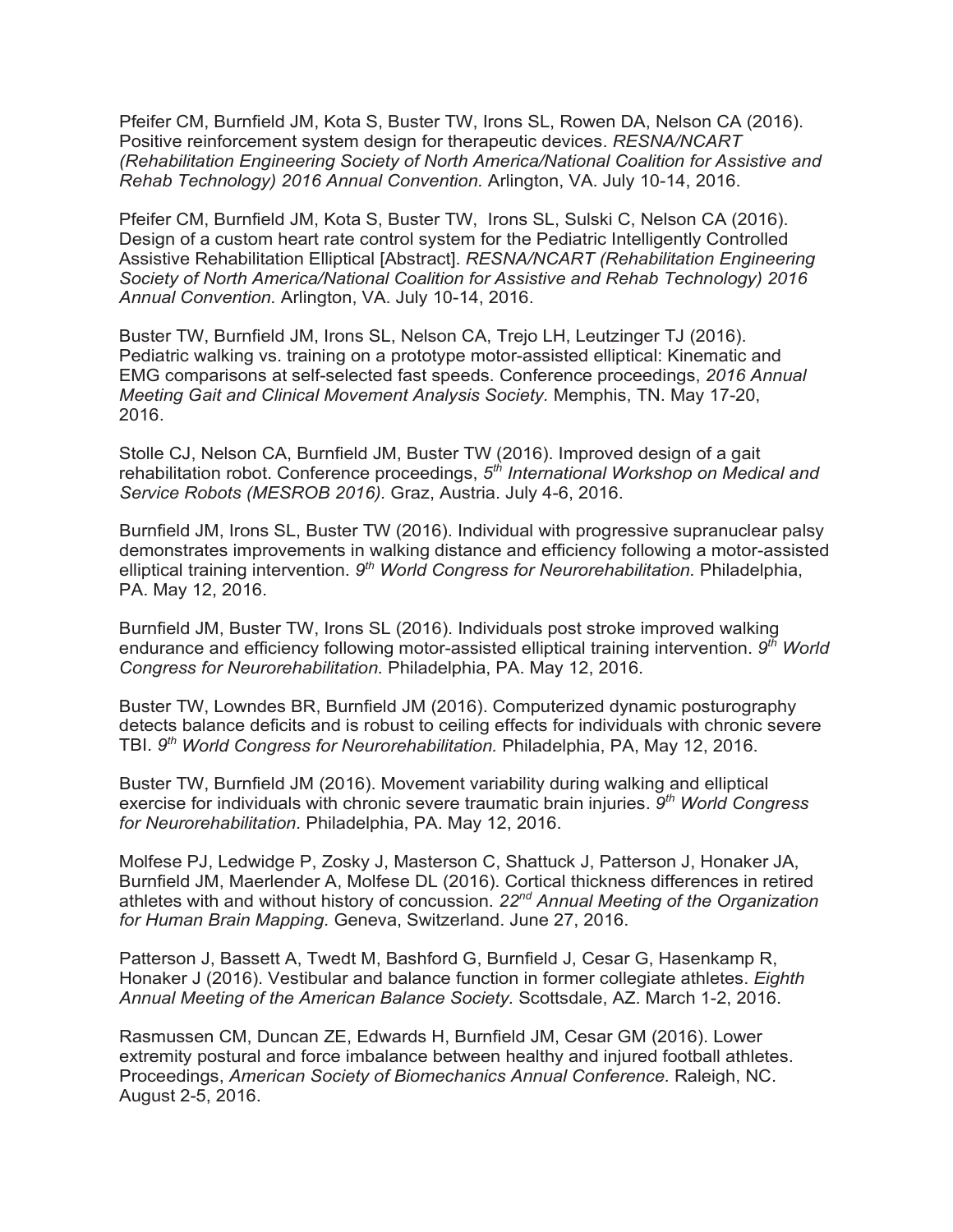Pfeifer CM, Burnfield JM, Kota S, Buster TW, Irons SL, Rowen DA, Nelson CA (2016). Positive reinforcement system design for therapeutic devices. *RESNA/NCART (Rehabilitation Engineering Society of North America/National Coalition for Assistive and Rehab Technology) 2016 Annual Convention.* Arlington, VA. July 10-14, 2016.

Pfeifer CM, Burnfield JM, Kota S, Buster TW, Irons SL, Sulski C, Nelson CA (2016). Design of a custom heart rate control system for the Pediatric Intelligently Controlled Assistive Rehabilitation Elliptical [Abstract]. *RESNA/NCART (Rehabilitation Engineering Society of North America/National Coalition for Assistive and Rehab Technology) 2016 Annual Convention.* Arlington, VA. July 10-14, 2016.

Buster TW, Burnfield JM, Irons SL, Nelson CA, Trejo LH, Leutzinger TJ (2016). Pediatric walking vs. training on a prototype motor-assisted elliptical: Kinematic and EMG comparisons at self-selected fast speeds. Conference proceedings, *2016 Annual Meeting Gait and Clinical Movement Analysis Society.* Memphis, TN. May 17-20, 2016.

Stolle CJ, Nelson CA, Burnfield JM, Buster TW (2016). Improved design of a gait rehabilitation robot. Conference proceedings, *5th International Workshop on Medical and Service Robots (MESROB 2016).* Graz, Austria. July 4-6, 2016.

Burnfield JM, Irons SL, Buster TW (2016). Individual with progressive supranuclear palsy demonstrates improvements in walking distance and efficiency following a motor-assisted elliptical training intervention. *9th World Congress for Neurorehabilitation.* Philadelphia, PA. May 12, 2016.

Burnfield JM, Buster TW, Irons SL (2016). Individuals post stroke improved walking endurance and efficiency following motor-assisted elliptical training intervention. *9th World Congress for Neurorehabilitation.* Philadelphia, PA. May 12, 2016.

Buster TW, Lowndes BR, Burnfield JM (2016). Computerized dynamic posturography detects balance deficits and is robust to ceiling effects for individuals with chronic severe TBI. *9th World Congress for Neurorehabilitation.* Philadelphia, PA, May 12, 2016.

Buster TW, Burnfield JM (2016). Movement variability during walking and elliptical exercise for individuals with chronic severe traumatic brain injuries. *9th World Congress for Neurorehabilitation.* Philadelphia, PA. May 12, 2016.

Molfese PJ, Ledwidge P, Zosky J, Masterson C, Shattuck J, Patterson J, Honaker JA, Burnfield JM, Maerlender A, Molfese DL (2016). Cortical thickness differences in retired athletes with and without history of concussion. *22nd Annual Meeting of the Organization for Human Brain Mapping.* Geneva, Switzerland. June 27, 2016.

Patterson J, Bassett A, Twedt M, Bashford G, Burnfield J, Cesar G, Hasenkamp R, Honaker J (2016). Vestibular and balance function in former collegiate athletes. *Eighth Annual Meeting of the American Balance Society.* Scottsdale, AZ. March 1-2, 2016.

Rasmussen CM, Duncan ZE, Edwards H, Burnfield JM, Cesar GM (2016). Lower extremity postural and force imbalance between healthy and injured football athletes. Proceedings, *American Society of Biomechanics Annual Conference.* Raleigh, NC. August 2-5, 2016.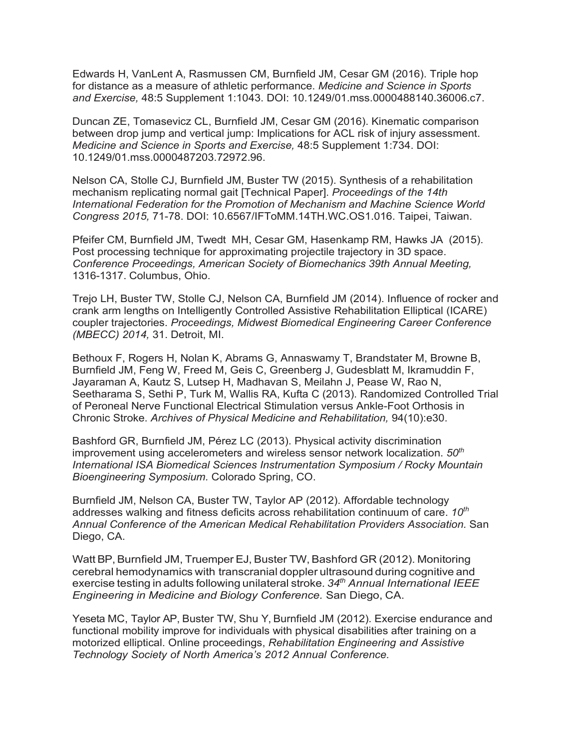Edwards H, VanLent A, Rasmussen CM, Burnfield JM, Cesar GM (2016). Triple hop for distance as a measure of athletic performance. *Medicine and Science in Sports and Exercise,* 48:5 Supplement 1:1043. DOI: 10.1249/01.mss.0000488140.36006.c7.

Duncan ZE, Tomasevicz CL, Burnfield JM, Cesar GM (2016). Kinematic comparison between drop jump and vertical jump: Implications for ACL risk of injury assessment. *Medicine and Science in Sports and Exercise,* 48:5 Supplement 1:734. DOI: 10.1249/01.mss.0000487203.72972.96.

Nelson CA, Stolle CJ, Burnfield JM, Buster TW (2015). Synthesis of a rehabilitation mechanism replicating normal gait [Technical Paper]. *Proceedings of the 14th International Federation for the Promotion of Mechanism and Machine Science World Congress 2015,* 71-78. DOI: 10.6567/IFToMM.14TH.WC.OS1.016. Taipei, Taiwan.

Pfeifer CM, Burnfield JM, Twedt MH, Cesar GM, Hasenkamp RM, Hawks JA (2015). Post processing technique for approximating projectile trajectory in 3D space. *Conference Proceedings, American Society of Biomechanics 39th Annual Meeting,* 1316-1317. Columbus, Ohio.

Trejo LH, Buster TW, Stolle CJ, Nelson CA, Burnfield JM (2014). Influence of rocker and crank arm lengths on Intelligently Controlled Assistive Rehabilitation Elliptical (ICARE) coupler trajectories. *Proceedings, Midwest Biomedical Engineering Career Conference (MBECC) 2014,* 31. Detroit, MI.

Bethoux F, Rogers H, Nolan K, Abrams G, Annaswamy T, Brandstater M, Browne B, Burnfield JM, Feng W, Freed M, Geis C, Greenberg J, Gudesblatt M, Ikramuddin F, Jayaraman A, Kautz S, Lutsep H, Madhavan S, Meilahn J, Pease W, Rao N, Seetharama S, Sethi P, Turk M, Wallis RA, Kufta C (2013). Randomized Controlled Trial of Peroneal Nerve Functional Electrical Stimulation versus Ankle-Foot Orthosis in Chronic Stroke. *Archives of Physical Medicine and Rehabilitation,* 94(10):e30.

Bashford GR, Burnfield JM, Pérez LC (2013). Physical activity discrimination improvement using accelerometers and wireless sensor network localization. *50th International ISA Biomedical Sciences Instrumentation Symposium / Rocky Mountain Bioengineering Symposium.* Colorado Spring, CO.

Burnfield JM, Nelson CA, Buster TW, Taylor AP (2012). Affordable technology addresses walking and fitness deficits across rehabilitation continuum of care. *10th Annual Conference of the American Medical Rehabilitation Providers Association.* San Diego, CA.

Watt BP, Burnfield JM, Truemper EJ, Buster TW, Bashford GR (2012). Monitoring cerebral hemodynamics with transcranial doppler ultrasound during cognitive and exercise testing in adults following unilateral stroke. *34th Annual International IEEE Engineering in Medicine and Biology Conference.* San Diego, CA.

Yeseta MC, Taylor AP, Buster TW, Shu Y, Burnfield JM (2012). Exercise endurance and functional mobility improve for individuals with physical disabilities after training on a motorized elliptical. Online proceedings, *Rehabilitation Engineering and Assistive Technology Society of North America's 2012 Annual Conference.*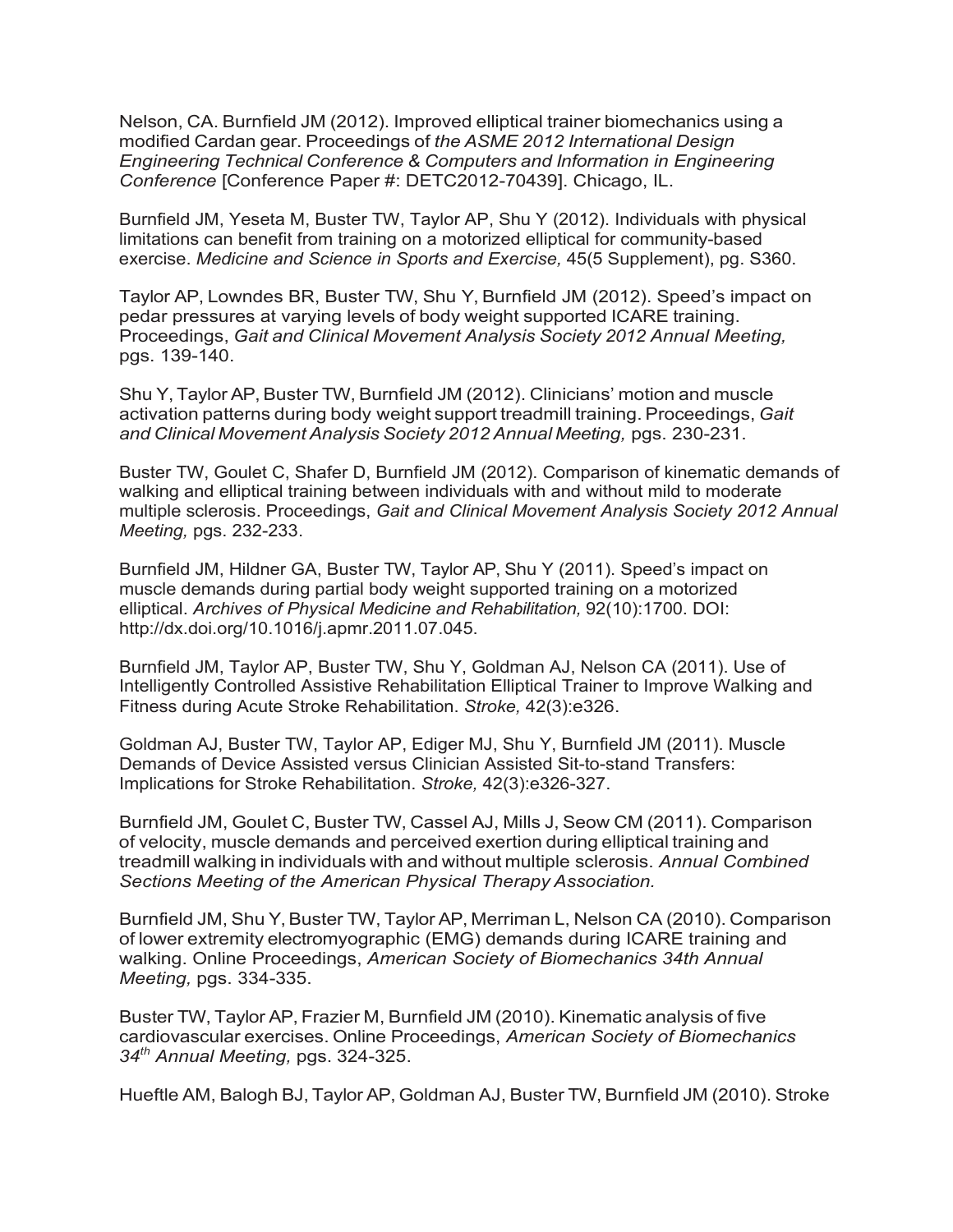Nelson, CA. Burnfield JM (2012). Improved elliptical trainer biomechanics using a modified Cardan gear. Proceedings of *the ASME 2012 International Design Engineering Technical Conference & Computers and Information in Engineering Conference* [Conference Paper #: DETC2012-70439]. Chicago, IL.

Burnfield JM, Yeseta M, Buster TW, Taylor AP, Shu Y (2012). Individuals with physical limitations can benefit from training on a motorized elliptical for community-based exercise. *Medicine and Science in Sports and Exercise,* 45(5 Supplement), pg. S360.

Taylor AP, Lowndes BR, Buster TW, Shu Y, Burnfield JM (2012). Speed's impact on pedar pressures at varying levels of body weight supported ICARE training. Proceedings, *Gait and Clinical Movement Analysis Society 2012 Annual Meeting,* pgs. 139-140.

Shu Y, Taylor AP, Buster TW, Burnfield JM (2012). Clinicians' motion and muscle activation patterns during body weight support treadmill training. Proceedings, *Gait and Clinical Movement Analysis Society 2012 Annual Meeting,* pgs. 230-231.

Buster TW, Goulet C, Shafer D, Burnfield JM (2012). Comparison of kinematic demands of walking and elliptical training between individuals with and without mild to moderate multiple sclerosis. Proceedings, *Gait and Clinical Movement Analysis Society 2012 Annual Meeting,* pgs. 232-233.

Burnfield JM, Hildner GA, Buster TW, Taylor AP, Shu Y (2011). Speed's impact on muscle demands during partial body weight supported training on a motorized elliptical. *Archives of Physical Medicine and Rehabilitation,* 92(10):1700. DOI: http://dx.doi.org/10.1016/j.apmr.2011.07.045.

Burnfield JM, Taylor AP, Buster TW, Shu Y, Goldman AJ, Nelson CA (2011). Use of Intelligently Controlled Assistive Rehabilitation Elliptical Trainer to Improve Walking and Fitness during Acute Stroke Rehabilitation. *Stroke,* 42(3):e326.

Goldman AJ, Buster TW, Taylor AP, Ediger MJ, Shu Y, Burnfield JM (2011). Muscle Demands of Device Assisted versus Clinician Assisted Sit-to-stand Transfers: Implications for Stroke Rehabilitation. *Stroke,* 42(3):e326-327.

Burnfield JM, Goulet C, Buster TW, Cassel AJ, Mills J, Seow CM (2011). Comparison of velocity, muscle demands and perceived exertion during elliptical training and treadmill walking in individuals with and without multiple sclerosis. *Annual Combined Sections Meeting of the American Physical Therapy Association.*

Burnfield JM, Shu Y, Buster TW, Taylor AP, Merriman L, Nelson CA (2010). Comparison of lower extremity electromyographic (EMG) demands during ICARE training and walking. Online Proceedings, *American Society of Biomechanics 34th Annual Meeting,* pgs. 334-335.

Buster TW, Taylor AP, Frazier M, Burnfield JM (2010). Kinematic analysis of five cardiovascular exercises. Online Proceedings, *American Society of Biomechanics 34th Annual Meeting,* pgs. 324-325.

Hueftle AM, Balogh BJ, Taylor AP, Goldman AJ, Buster TW, Burnfield JM (2010). Stroke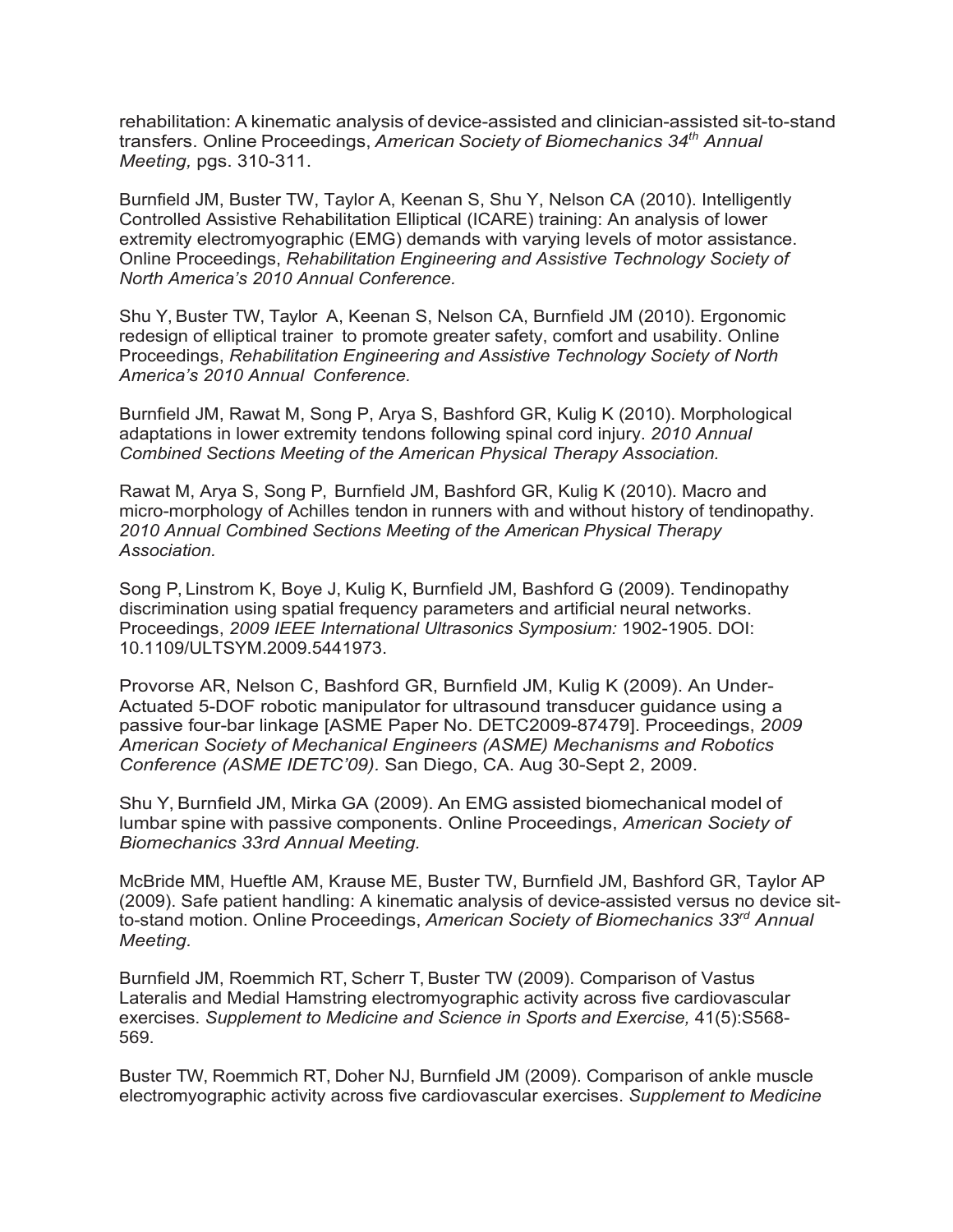rehabilitation: A kinematic analysis of device-assisted and clinician-assisted sit-to-stand transfers. Online Proceedings, *American Society of Biomechanics 34th Annual Meeting,* pgs. 310-311.

Burnfield JM, Buster TW, Taylor A, Keenan S, Shu Y, Nelson CA (2010). Intelligently Controlled Assistive Rehabilitation Elliptical (ICARE) training: An analysis of lower extremity electromyographic (EMG) demands with varying levels of motor assistance. Online Proceedings, *Rehabilitation Engineering and Assistive Technology Society of North America's 2010 Annual Conference.*

Shu Y, Buster TW, Taylor A, Keenan S, Nelson CA, Burnfield JM (2010). Ergonomic redesign of elliptical trainer to promote greater safety, comfort and usability. Online Proceedings, *Rehabilitation Engineering and Assistive Technology Society of North America's 2010 Annual Conference.*

Burnfield JM, Rawat M, Song P, Arya S, Bashford GR, Kulig K (2010). Morphological adaptations in lower extremity tendons following spinal cord injury. *2010 Annual Combined Sections Meeting of the American Physical Therapy Association.*

Rawat M, Arya S, Song P, Burnfield JM, Bashford GR, Kulig K (2010). Macro and micro-morphology of Achilles tendon in runners with and without history of tendinopathy. *2010 Annual Combined Sections Meeting of the American Physical Therapy Association.*

Song P, Linstrom K, Boye J, Kulig K, Burnfield JM, Bashford G (2009). Tendinopathy discrimination using spatial frequency parameters and artificial neural networks. Proceedings, *2009 IEEE International Ultrasonics Symposium:* 1902-1905. DOI: 10.1109/ULTSYM.2009.5441973.

Provorse AR, Nelson C, Bashford GR, Burnfield JM, Kulig K (2009). An Under-Actuated 5-DOF robotic manipulator for ultrasound transducer guidance using a passive four-bar linkage [ASME Paper No. DETC2009-87479]. Proceedings, *2009 American Society of Mechanical Engineers (ASME) Mechanisms and Robotics Conference (ASME IDETC'09).* San Diego, CA. Aug 30-Sept 2, 2009.

Shu Y, Burnfield JM, Mirka GA (2009). An EMG assisted biomechanical model of lumbar spine with passive components. Online Proceedings, *American Society of Biomechanics 33rd Annual Meeting.*

McBride MM, Hueftle AM, Krause ME, Buster TW, Burnfield JM, Bashford GR, Taylor AP (2009). Safe patient handling: A kinematic analysis of device-assisted versus no device sit-to-stand motion. Online Proceedings, *American Society of Biomechanics 33rd Annual Meeting.*

Burnfield JM, Roemmich RT, Scherr T, Buster TW (2009). Comparison of Vastus Lateralis and Medial Hamstring electromyographic activity across five cardiovascular exercises. *Supplement to Medicine and Science in Sports and Exercise,* 41(5):S568-569.

Buster TW, Roemmich RT, Doher NJ, Burnfield JM (2009). Comparison of ankle muscle electromyographic activity across five cardiovascular exercises. *Supplement to Medicine*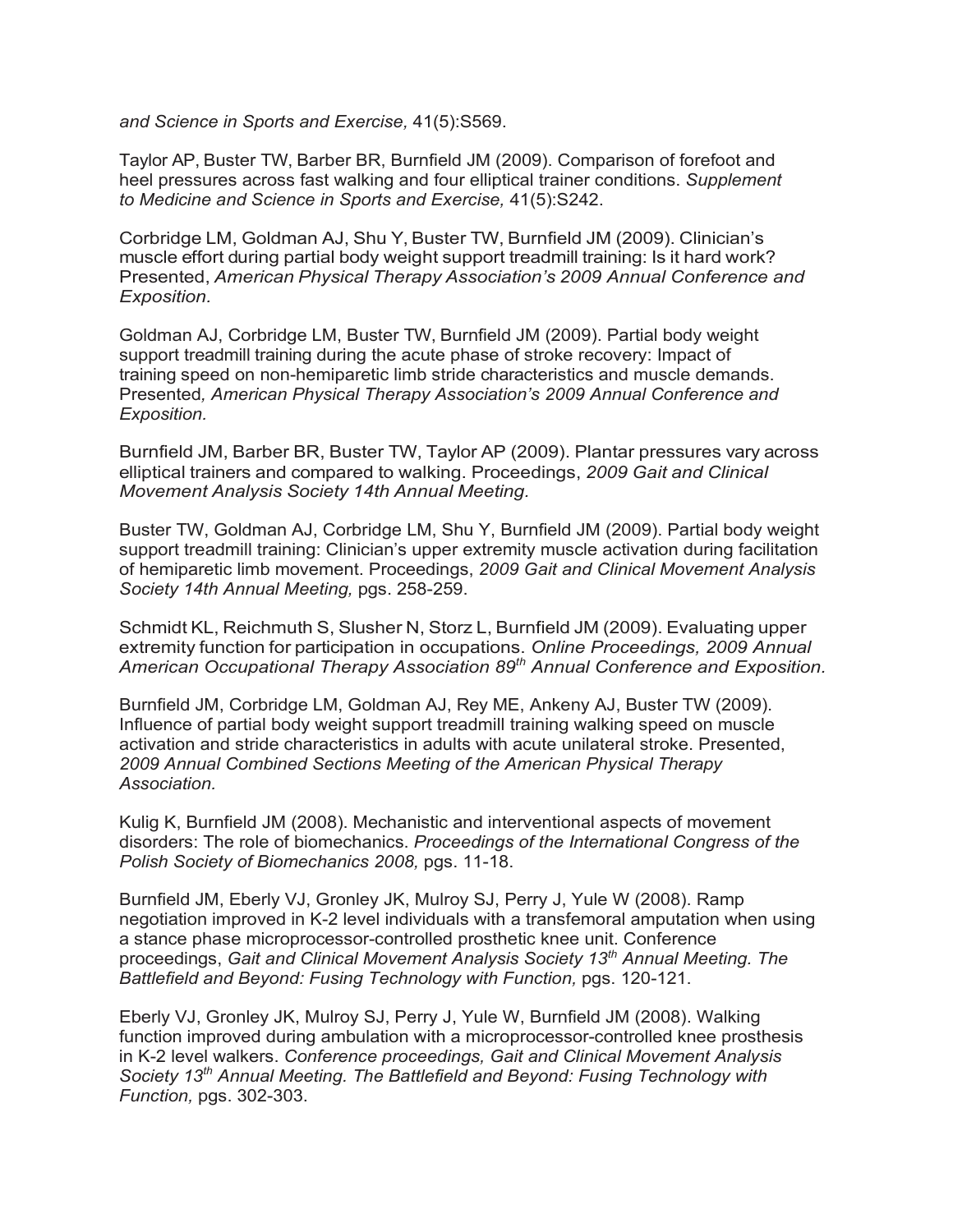*and Science in Sports and Exercise,* 41(5):S569.

Taylor AP, Buster TW, Barber BR, Burnfield JM (2009). Comparison of forefoot and heel pressures across fast walking and four elliptical trainer conditions. *Supplement to Medicine and Science in Sports and Exercise,* 41(5):S242.

Corbridge LM, Goldman AJ, Shu Y, Buster TW, Burnfield JM (2009). Clinician's muscle effort during partial body weight support treadmill training: Is it hard work? Presented, *American Physical Therapy Association's 2009 Annual Conference and Exposition.*

Goldman AJ, Corbridge LM, Buster TW, Burnfield JM (2009). Partial body weight support treadmill training during the acute phase of stroke recovery: Impact of training speed on non-hemiparetic limb stride characteristics and muscle demands. Presented*, American Physical Therapy Association's 2009 Annual Conference and Exposition.*

Burnfield JM, Barber BR, Buster TW, Taylor AP (2009). Plantar pressures vary across elliptical trainers and compared to walking. Proceedings, *2009 Gait and Clinical Movement Analysis Society 14th Annual Meeting.*

Buster TW, Goldman AJ, Corbridge LM, Shu Y, Burnfield JM (2009). Partial body weight support treadmill training: Clinician's upper extremity muscle activation during facilitation of hemiparetic limb movement. Proceedings, *2009 Gait and Clinical Movement Analysis Society 14th Annual Meeting,* pgs. 258-259.

Schmidt KL, Reichmuth S, Slusher N, Storz L, Burnfield JM (2009). Evaluating upper extremity function for participation in occupations. *Online Proceedings, 2009 Annual American Occupational Therapy Association 89th Annual Conference and Exposition.*

Burnfield JM, Corbridge LM, Goldman AJ, Rey ME, Ankeny AJ, Buster TW (2009). Influence of partial body weight support treadmill training walking speed on muscle activation and stride characteristics in adults with acute unilateral stroke. Presented, *2009 Annual Combined Sections Meeting of the American Physical Therapy Association.*

Kulig K, Burnfield JM (2008). Mechanistic and interventional aspects of movement disorders: The role of biomechanics. *Proceedings of the International Congress of the Polish Society of Biomechanics 2008,* pgs. 11-18.

Burnfield JM, Eberly VJ, Gronley JK, Mulroy SJ, Perry J, Yule W (2008). Ramp negotiation improved in K-2 level individuals with a transfemoral amputation when using a stance phase microprocessor-controlled prosthetic knee unit. Conference proceedings, *Gait and Clinical Movement Analysis Society 13th Annual Meeting. The Battlefield and Beyond: Fusing Technology with Function,* pgs. 120-121.

Eberly VJ, Gronley JK, Mulroy SJ, Perry J, Yule W, Burnfield JM (2008). Walking function improved during ambulation with a microprocessor-controlled knee prosthesis in K-2 level walkers. *Conference proceedings, Gait and Clinical Movement Analysis Society 13th Annual Meeting. The Battlefield and Beyond: Fusing Technology with Function,* pgs. 302-303.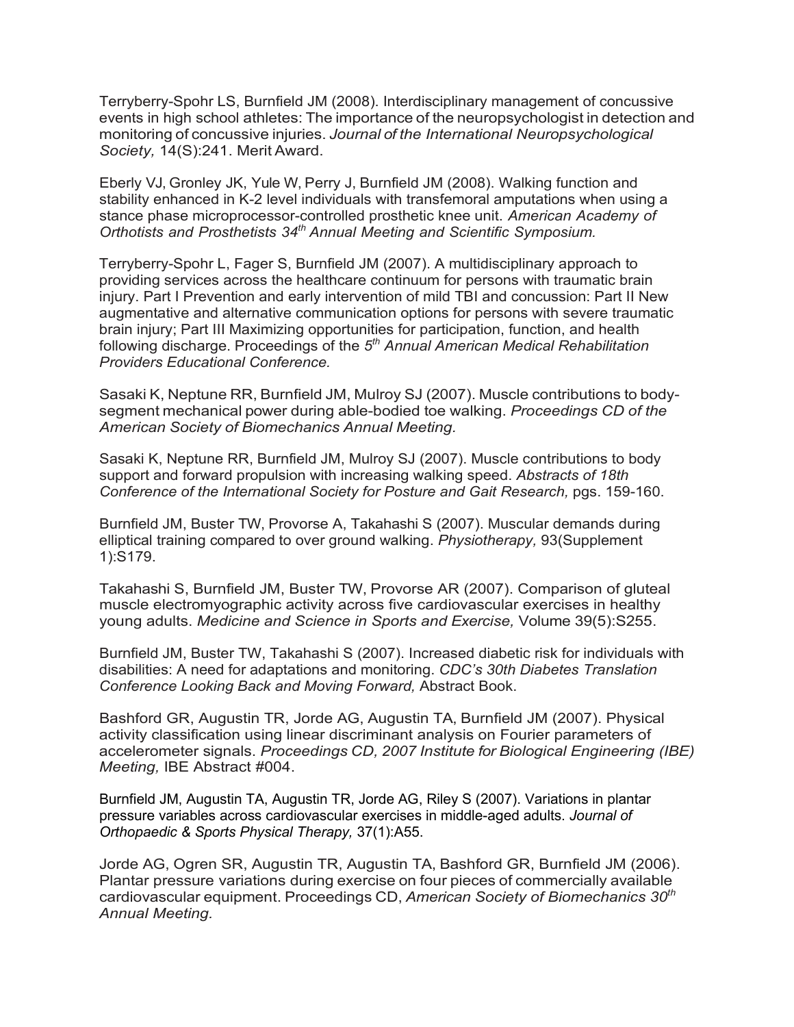Terryberry-Spohr LS, Burnfield JM (2008). Interdisciplinary management of concussive events in high school athletes: The importance of the neuropsychologist in detection and monitoring of concussive injuries. *Journal of the International Neuropsychological Society,* 14(S):241. Merit Award.

Eberly VJ, Gronley JK, Yule W, Perry J, Burnfield JM (2008). Walking function and stability enhanced in K-2 level individuals with transfemoral amputations when using a stance phase microprocessor-controlled prosthetic knee unit. *American Academy of Orthotists and Prosthetists 34th Annual Meeting and Scientific Symposium.*

Terryberry-Spohr L, Fager S, Burnfield JM (2007). A multidisciplinary approach to providing services across the healthcare continuum for persons with traumatic brain injury. Part I Prevention and early intervention of mild TBI and concussion: Part II New augmentative and alternative communication options for persons with severe traumatic brain injury; Part III Maximizing opportunities for participation, function, and health following discharge. Proceedings of the *5th Annual American Medical Rehabilitation Providers Educational Conference.*

Sasaki K, Neptune RR, Burnfield JM, Mulroy SJ (2007). Muscle contributions to body-segment mechanical power during able-bodied toe walking. *Proceedings CD of the American Society of Biomechanics Annual Meeting.*

Sasaki K, Neptune RR, Burnfield JM, Mulroy SJ (2007). Muscle contributions to body support and forward propulsion with increasing walking speed. *Abstracts of 18th Conference of the International Society for Posture and Gait Research,* pgs. 159-160.

Burnfield JM, Buster TW, Provorse A, Takahashi S (2007). Muscular demands during elliptical training compared to over ground walking. *Physiotherapy,* 93(Supplement 1):S179.

Takahashi S, Burnfield JM, Buster TW, Provorse AR (2007). Comparison of gluteal muscle electromyographic activity across five cardiovascular exercises in healthy young adults. *Medicine and Science in Sports and Exercise,* Volume 39(5):S255.

Burnfield JM, Buster TW, Takahashi S (2007). Increased diabetic risk for individuals with disabilities: A need for adaptations and monitoring. *CDC's 30th Diabetes Translation Conference Looking Back and Moving Forward,* Abstract Book.

Bashford GR, Augustin TR, Jorde AG, Augustin TA, Burnfield JM (2007). Physical activity classification using linear discriminant analysis on Fourier parameters of accelerometer signals. *Proceedings CD, 2007 Institute for Biological Engineering (IBE) Meeting,* IBE Abstract #004.

Burnfield JM, Augustin TA, Augustin TR, Jorde AG, Riley S (2007). Variations in plantar pressure variables across cardiovascular exercises in middle-aged adults. *Journal of Orthopaedic & Sports Physical Therapy,* 37(1):A55.

Jorde AG, Ogren SR, Augustin TR, Augustin TA, Bashford GR, Burnfield JM (2006). Plantar pressure variations during exercise on four pieces of commercially available cardiovascular equipment. Proceedings CD, *American Society of Biomechanics 30th Annual Meeting.*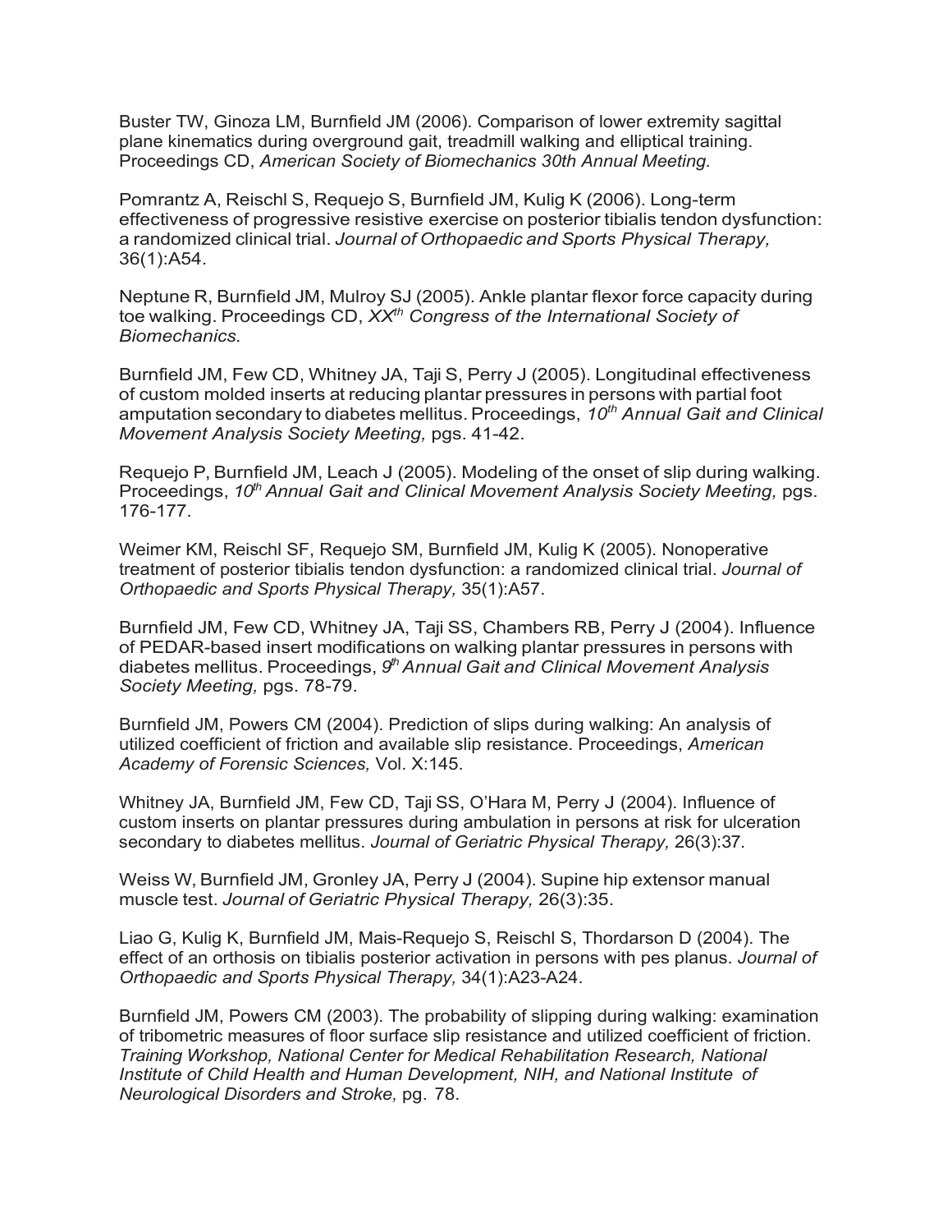Buster TW, Ginoza LM, Burnfield JM (2006). Comparison of lower extremity sagittal plane kinematics during overground gait, treadmill walking and elliptical training. Proceedings CD, *American Society of Biomechanics 30th Annual Meeting.*

Pomrantz A, Reischl S, Requejo S, Burnfield JM, Kulig K (2006). Long-term effectiveness of progressive resistive exercise on posterior tibialis tendon dysfunction: a randomized clinical trial. *Journal of Orthopaedic and Sports Physical Therapy,* 36(1):A54.

Neptune R, Burnfield JM, Mulroy SJ (2005). Ankle plantar flexor force capacity during toe walking. Proceedings CD, *XX$^{th}$ Congress of the International Society of Biomechanics.*

Burnfield JM, Few CD, Whitney JA, Taji S, Perry J (2005). Longitudinal effectiveness of custom molded inserts at reducing plantar pressures in persons with partial foot amputation secondary to diabetes mellitus. Proceedings, *10$^{th}$ Annual Gait and Clinical Movement Analysis Society Meeting,* pgs. 41-42.

Requejo P, Burnfield JM, Leach J (2005). Modeling of the onset of slip during walking. Proceedings, *10$^{th}$ Annual Gait and Clinical Movement Analysis Society Meeting,* pgs. 176-177.

Weimer KM, Reischl SF, Requejo SM, Burnfield JM, Kulig K (2005). Nonoperative treatment of posterior tibialis tendon dysfunction: a randomized clinical trial. *Journal of Orthopaedic and Sports Physical Therapy,* 35(1):A57.

Burnfield JM, Few CD, Whitney JA, Taji SS, Chambers RB, Perry J (2004). Influence of PEDAR-based insert modifications on walking plantar pressures in persons with diabetes mellitus. Proceedings, *9$^{th}$ Annual Gait and Clinical Movement Analysis Society Meeting,* pgs. 78-79.

Burnfield JM, Powers CM (2004). Prediction of slips during walking: An analysis of utilized coefficient of friction and available slip resistance. Proceedings, *American Academy of Forensic Sciences,* Vol. X:145.

Whitney JA, Burnfield JM, Few CD, Taji SS, O'Hara M, Perry J (2004). Influence of custom inserts on plantar pressures during ambulation in persons at risk for ulceration secondary to diabetes mellitus. *Journal of Geriatric Physical Therapy,* 26(3):37.

Weiss W, Burnfield JM, Gronley JA, Perry J (2004). Supine hip extensor manual muscle test. *Journal of Geriatric Physical Therapy,* 26(3):35.

Liao G, Kulig K, Burnfield JM, Mais-Requejo S, Reischl S, Thordarson D (2004). The effect of an orthosis on tibialis posterior activation in persons with pes planus. *Journal of Orthopaedic and Sports Physical Therapy,* 34(1):A23-A24.

Burnfield JM, Powers CM (2003). The probability of slipping during walking: examination of tribometric measures of floor surface slip resistance and utilized coefficient of friction. *Training Workshop, National Center for Medical Rehabilitation Research, National Institute of Child Health and Human Development, NIH, and National Institute of Neurological Disorders and Stroke,* pg. 78.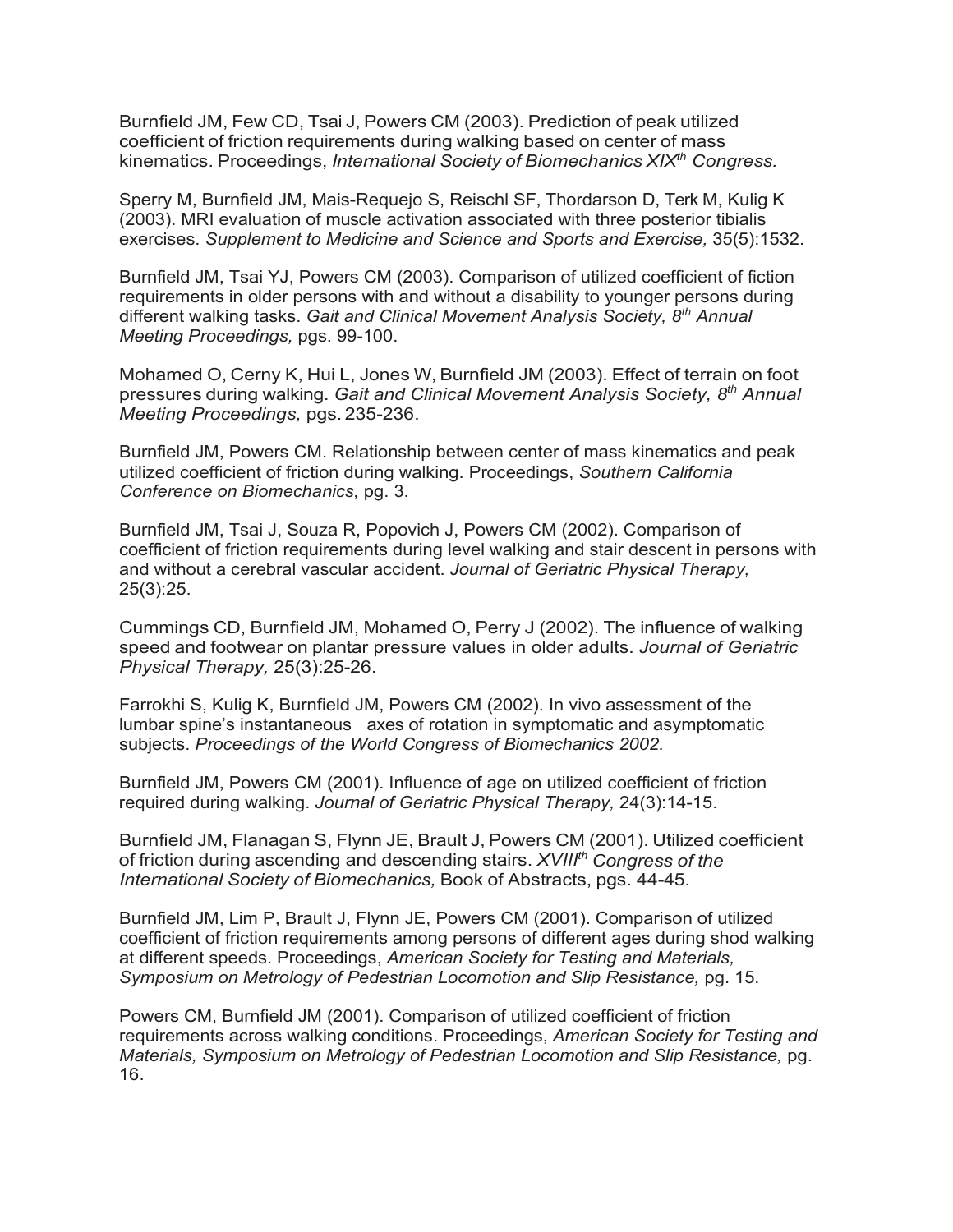Burnfield JM, Few CD, Tsai J, Powers CM (2003). Prediction of peak utilized coefficient of friction requirements during walking based on center of mass kinematics. Proceedings, *International Society of Biomechanics XIX$^{th}$ Congress.*

Sperry M, Burnfield JM, Mais-Requejo S, Reischl SF, Thordarson D, Terk M, Kulig K (2003). MRI evaluation of muscle activation associated with three posterior tibialis exercises. *Supplement to Medicine and Science and Sports and Exercise,* 35(5):1532.

Burnfield JM, Tsai YJ, Powers CM (2003). Comparison of utilized coefficient of fiction requirements in older persons with and without a disability to younger persons during different walking tasks. *Gait and Clinical Movement Analysis Society, 8$^{th}$ Annual Meeting Proceedings,* pgs. 99-100.

Mohamed O, Cerny K, Hui L, Jones W, Burnfield JM (2003). Effect of terrain on foot pressures during walking. *Gait and Clinical Movement Analysis Society, 8$^{th}$ Annual Meeting Proceedings,* pgs. 235-236.

Burnfield JM, Powers CM. Relationship between center of mass kinematics and peak utilized coefficient of friction during walking. Proceedings, *Southern California Conference on Biomechanics,* pg. 3.

Burnfield JM, Tsai J, Souza R, Popovich J, Powers CM (2002). Comparison of coefficient of friction requirements during level walking and stair descent in persons with and without a cerebral vascular accident. *Journal of Geriatric Physical Therapy,* 25(3):25.

Cummings CD, Burnfield JM, Mohamed O, Perry J (2002). The influence of walking speed and footwear on plantar pressure values in older adults. *Journal of Geriatric Physical Therapy,* 25(3):25-26.

Farrokhi S, Kulig K, Burnfield JM, Powers CM (2002). In vivo assessment of the lumbar spine's instantaneous axes of rotation in symptomatic and asymptomatic subjects. *Proceedings of the World Congress of Biomechanics 2002.*

Burnfield JM, Powers CM (2001). Influence of age on utilized coefficient of friction required during walking. *Journal of Geriatric Physical Therapy,* 24(3):14-15.

Burnfield JM, Flanagan S, Flynn JE, Brault J, Powers CM (2001). Utilized coefficient of friction during ascending and descending stairs. *XVIII$^{th}$ Congress of the International Society of Biomechanics,* Book of Abstracts, pgs. 44-45.

Burnfield JM, Lim P, Brault J, Flynn JE, Powers CM (2001). Comparison of utilized coefficient of friction requirements among persons of different ages during shod walking at different speeds. Proceedings, *American Society for Testing and Materials, Symposium on Metrology of Pedestrian Locomotion and Slip Resistance,* pg. 15.

Powers CM, Burnfield JM (2001). Comparison of utilized coefficient of friction requirements across walking conditions. Proceedings, *American Society for Testing and Materials, Symposium on Metrology of Pedestrian Locomotion and Slip Resistance,* pg. 16.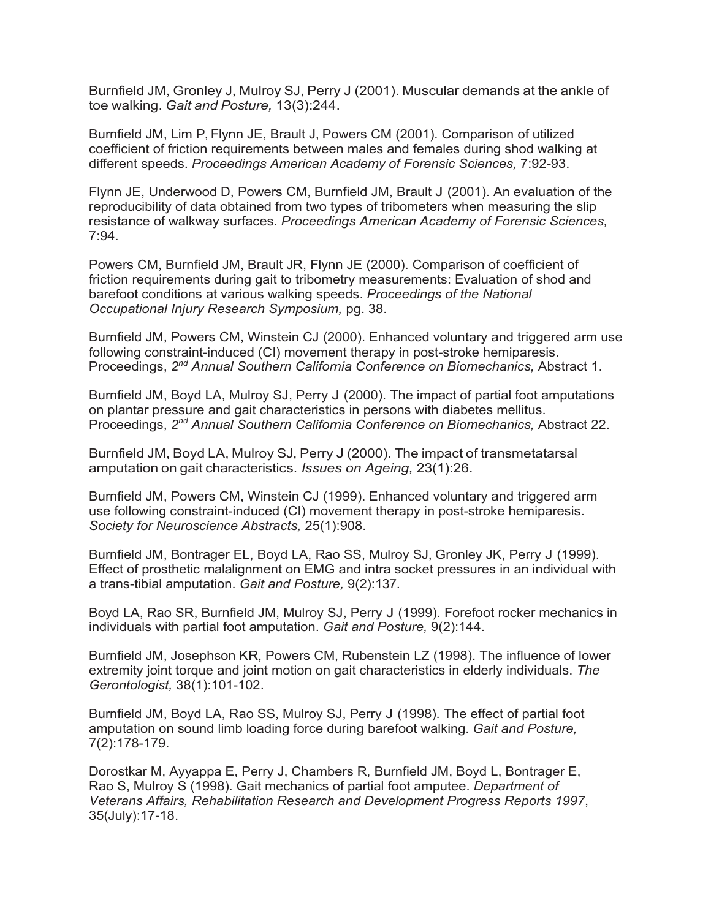Burnfield JM, Gronley J, Mulroy SJ, Perry J (2001). Muscular demands at the ankle of toe walking. *Gait and Posture,* 13(3):244.

Burnfield JM, Lim P, Flynn JE, Brault J, Powers CM (2001). Comparison of utilized coefficient of friction requirements between males and females during shod walking at different speeds. *Proceedings American Academy of Forensic Sciences,* 7:92-93.

Flynn JE, Underwood D, Powers CM, Burnfield JM, Brault J (2001). An evaluation of the reproducibility of data obtained from two types of tribometers when measuring the slip resistance of walkway surfaces. *Proceedings American Academy of Forensic Sciences,* 7:94.

Powers CM, Burnfield JM, Brault JR, Flynn JE (2000). Comparison of coefficient of friction requirements during gait to tribometry measurements: Evaluation of shod and barefoot conditions at various walking speeds. *Proceedings of the National Occupational Injury Research Symposium,* pg. 38.

Burnfield JM, Powers CM, Winstein CJ (2000). Enhanced voluntary and triggered arm use following constraint-induced (CI) movement therapy in post-stroke hemiparesis. Proceedings, *2nd Annual Southern California Conference on Biomechanics,* Abstract 1.

Burnfield JM, Boyd LA, Mulroy SJ, Perry J (2000). The impact of partial foot amputations on plantar pressure and gait characteristics in persons with diabetes mellitus. Proceedings, *2nd Annual Southern California Conference on Biomechanics,* Abstract 22.

Burnfield JM, Boyd LA, Mulroy SJ, Perry J (2000). The impact of transmetatarsal amputation on gait characteristics. *Issues on Ageing,* 23(1):26.

Burnfield JM, Powers CM, Winstein CJ (1999). Enhanced voluntary and triggered arm use following constraint-induced (CI) movement therapy in post-stroke hemiparesis. *Society for Neuroscience Abstracts,* 25(1):908.

Burnfield JM, Bontrager EL, Boyd LA, Rao SS, Mulroy SJ, Gronley JK, Perry J (1999). Effect of prosthetic malalignment on EMG and intra socket pressures in an individual with a trans-tibial amputation. *Gait and Posture,* 9(2):137.

Boyd LA, Rao SR, Burnfield JM, Mulroy SJ, Perry J (1999). Forefoot rocker mechanics in individuals with partial foot amputation. *Gait and Posture,* 9(2):144.

Burnfield JM, Josephson KR, Powers CM, Rubenstein LZ (1998). The influence of lower extremity joint torque and joint motion on gait characteristics in elderly individuals. *The Gerontologist,* 38(1):101-102.

Burnfield JM, Boyd LA, Rao SS, Mulroy SJ, Perry J (1998). The effect of partial foot amputation on sound limb loading force during barefoot walking. *Gait and Posture,* 7(2):178-179.

Dorostkar M, Ayyappa E, Perry J, Chambers R, Burnfield JM, Boyd L, Bontrager E, Rao S, Mulroy S (1998). Gait mechanics of partial foot amputee. *Department of Veterans Affairs, Rehabilitation Research and Development Progress Reports 1997*, 35(July):17-18.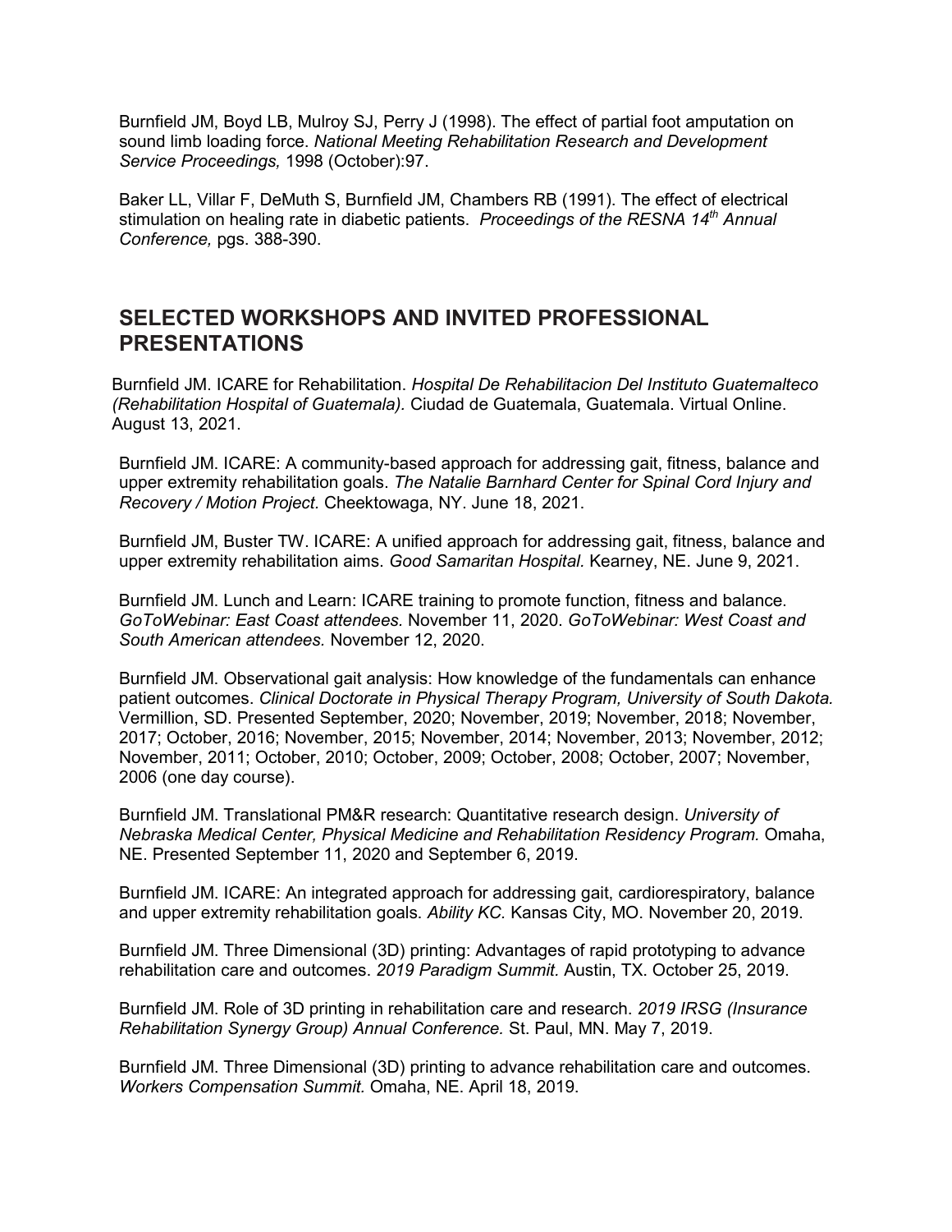Burnfield JM, Boyd LB, Mulroy SJ, Perry J (1998). The effect of partial foot amputation on sound limb loading force. *National Meeting Rehabilitation Research and Development Service Proceedings,* 1998 (October):97.

Baker LL, Villar F, DeMuth S, Burnfield JM, Chambers RB (1991). The effect of electrical stimulation on healing rate in diabetic patients. *Proceedings of the RESNA 14th Annual Conference,* pgs. 388-390.

## SELECTED WORKSHOPS AND INVITED PROFESSIONAL PRESENTATIONS

Burnfield JM. ICARE for Rehabilitation. *Hospital De Rehabilitacion Del Instituto Guatemalteco (Rehabilitation Hospital of Guatemala).* Ciudad de Guatemala, Guatemala. Virtual Online. August 13, 2021.

Burnfield JM. ICARE: A community-based approach for addressing gait, fitness, balance and upper extremity rehabilitation goals. *The Natalie Barnhard Center for Spinal Cord Injury and Recovery / Motion Project.* Cheektowaga, NY. June 18, 2021.

Burnfield JM, Buster TW. ICARE: A unified approach for addressing gait, fitness, balance and upper extremity rehabilitation aims. *Good Samaritan Hospital.* Kearney, NE. June 9, 2021.

Burnfield JM. Lunch and Learn: ICARE training to promote function, fitness and balance. *GoToWebinar: East Coast attendees.* November 11, 2020. *GoToWebinar: West Coast and South American attendees.* November 12, 2020.

Burnfield JM. Observational gait analysis: How knowledge of the fundamentals can enhance patient outcomes. *Clinical Doctorate in Physical Therapy Program, University of South Dakota.* Vermillion, SD. Presented September, 2020; November, 2019; November, 2018; November, 2017; October, 2016; November, 2015; November, 2014; November, 2013; November, 2012; November, 2011; October, 2010; October, 2009; October, 2008; October, 2007; November, 2006 (one day course).

Burnfield JM. Translational PM&R research: Quantitative research design. *University of Nebraska Medical Center, Physical Medicine and Rehabilitation Residency Program.* Omaha, NE. Presented September 11, 2020 and September 6, 2019.

Burnfield JM. ICARE: An integrated approach for addressing gait, cardiorespiratory, balance and upper extremity rehabilitation goals. *Ability KC.* Kansas City, MO. November 20, 2019.

Burnfield JM. Three Dimensional (3D) printing: Advantages of rapid prototyping to advance rehabilitation care and outcomes. *2019 Paradigm Summit.* Austin, TX. October 25, 2019.

Burnfield JM. Role of 3D printing in rehabilitation care and research. *2019 IRSG (Insurance Rehabilitation Synergy Group) Annual Conference.* St. Paul, MN. May 7, 2019.

Burnfield JM. Three Dimensional (3D) printing to advance rehabilitation care and outcomes. *Workers Compensation Summit.* Omaha, NE. April 18, 2019.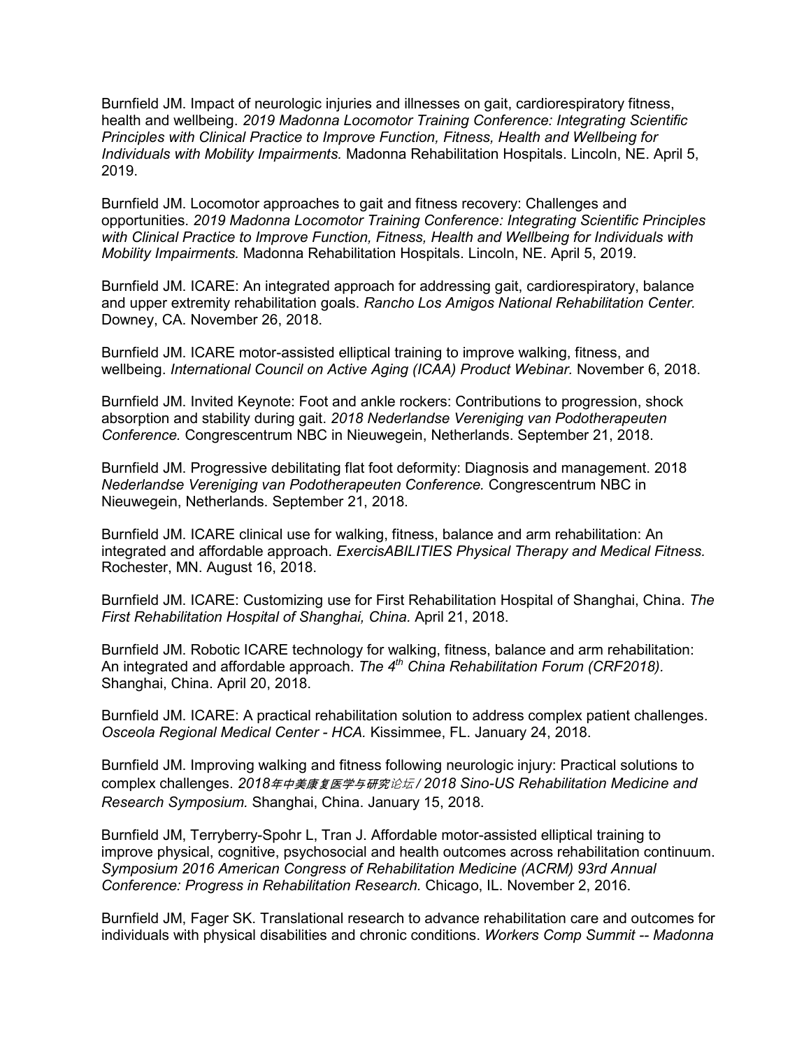Burnfield JM. Impact of neurologic injuries and illnesses on gait, cardiorespiratory fitness, health and wellbeing. *2019 Madonna Locomotor Training Conference: Integrating Scientific Principles with Clinical Practice to Improve Function, Fitness, Health and Wellbeing for Individuals with Mobility Impairments.* Madonna Rehabilitation Hospitals. Lincoln, NE. April 5, 2019.

Burnfield JM. Locomotor approaches to gait and fitness recovery: Challenges and opportunities. *2019 Madonna Locomotor Training Conference: Integrating Scientific Principles with Clinical Practice to Improve Function, Fitness, Health and Wellbeing for Individuals with Mobility Impairments.* Madonna Rehabilitation Hospitals. Lincoln, NE. April 5, 2019.

Burnfield JM. ICARE: An integrated approach for addressing gait, cardiorespiratory, balance and upper extremity rehabilitation goals. *Rancho Los Amigos National Rehabilitation Center.* Downey, CA. November 26, 2018.

Burnfield JM. ICARE motor-assisted elliptical training to improve walking, fitness, and wellbeing. *International Council on Active Aging (ICAA) Product Webinar.* November 6, 2018.

Burnfield JM. Invited Keynote: Foot and ankle rockers: Contributions to progression, shock absorption and stability during gait. *2018 Nederlandse Vereniging van Podotherapeuten Conference.* Congrescentrum NBC in Nieuwegein, Netherlands. September 21, 2018.

Burnfield JM. Progressive debilitating flat foot deformity: Diagnosis and management. 2018 *Nederlandse Vereniging van Podotherapeuten Conference.* Congrescentrum NBC in Nieuwegein, Netherlands. September 21, 2018.

Burnfield JM. ICARE clinical use for walking, fitness, balance and arm rehabilitation: An integrated and affordable approach. *ExercisABILITIES Physical Therapy and Medical Fitness.* Rochester, MN. August 16, 2018.

Burnfield JM. ICARE: Customizing use for First Rehabilitation Hospital of Shanghai, China. *The First Rehabilitation Hospital of Shanghai, China.* April 21, 2018.

Burnfield JM. Robotic ICARE technology for walking, fitness, balance and arm rehabilitation: An integrated and affordable approach. *The 4th China Rehabilitation Forum (CRF2018).* Shanghai, China. April 20, 2018.

Burnfield JM. ICARE: A practical rehabilitation solution to address complex patient challenges. *Osceola Regional Medical Center - HCA.* Kissimmee, FL. January 24, 2018.

Burnfield JM. Improving walking and fitness following neurologic injury: Practical solutions to complex challenges. *2018年中美康复医学与研究论坛 / 2018 Sino-US Rehabilitation Medicine and Research Symposium.* Shanghai, China. January 15, 2018.

Burnfield JM, Terryberry-Spohr L, Tran J. Affordable motor-assisted elliptical training to improve physical, cognitive, psychosocial and health outcomes across rehabilitation continuum. *Symposium 2016 American Congress of Rehabilitation Medicine (ACRM) 93rd Annual Conference: Progress in Rehabilitation Research.* Chicago, IL. November 2, 2016.

Burnfield JM, Fager SK. Translational research to advance rehabilitation care and outcomes for individuals with physical disabilities and chronic conditions. *Workers Comp Summit -- Madonna*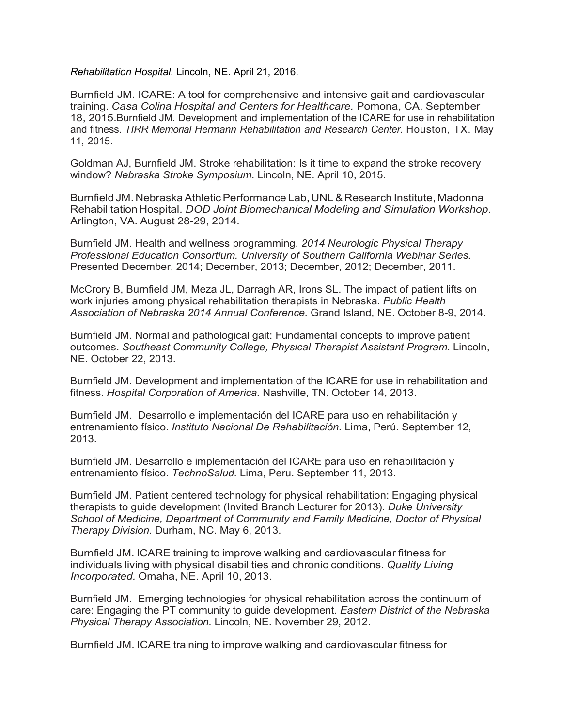*Rehabilitation Hospital.* Lincoln, NE. April 21, 2016.

Burnfield JM. ICARE: A tool for comprehensive and intensive gait and cardiovascular training. *Casa Colina Hospital and Centers for Healthcare.* Pomona, CA. September 18, 2015.Burnfield JM. Development and implementation of the ICARE for use in rehabilitation and fitness. *TIRR Memorial Hermann Rehabilitation and Research Center.* Houston, TX. May 11, 2015.

Goldman AJ, Burnfield JM. Stroke rehabilitation: Is it time to expand the stroke recovery window? *Nebraska Stroke Symposium.* Lincoln, NE. April 10, 2015.

Burnfield JM. Nebraska Athletic Performance Lab, UNL & Research Institute, Madonna Rehabilitation Hospital. *DOD Joint Biomechanical Modeling and Simulation Workshop*. Arlington, VA. August 28-29, 2014.

Burnfield JM. Health and wellness programming. *2014 Neurologic Physical Therapy Professional Education Consortium. University of Southern California Webinar Series.* Presented December, 2014; December, 2013; December, 2012; December, 2011.

McCrory B, Burnfield JM, Meza JL, Darragh AR, Irons SL. The impact of patient lifts on work injuries among physical rehabilitation therapists in Nebraska. *Public Health Association of Nebraska 2014 Annual Conference.* Grand Island, NE. October 8-9, 2014.

Burnfield JM. Normal and pathological gait: Fundamental concepts to improve patient outcomes. *Southeast Community College, Physical Therapist Assistant Program.* Lincoln, NE. October 22, 2013.

Burnfield JM. Development and implementation of the ICARE for use in rehabilitation and fitness. *Hospital Corporation of America.* Nashville, TN. October 14, 2013.

Burnfield JM. Desarrollo e implementación del ICARE para uso en rehabilitación y entrenamiento físico. *Instituto Nacional De Rehabilitación.* Lima, Perú. September 12, 2013.

Burnfield JM. Desarrollo e implementación del ICARE para uso en rehabilitación y entrenamiento físico. *TechnoSalud.* Lima, Peru. September 11, 2013.

Burnfield JM. Patient centered technology for physical rehabilitation: Engaging physical therapists to guide development (Invited Branch Lecturer for 2013). *Duke University School of Medicine, Department of Community and Family Medicine, Doctor of Physical Therapy Division.* Durham, NC. May 6, 2013.

Burnfield JM. ICARE training to improve walking and cardiovascular fitness for individuals living with physical disabilities and chronic conditions. *Quality Living Incorporated*. Omaha, NE. April 10, 2013.

Burnfield JM. Emerging technologies for physical rehabilitation across the continuum of care: Engaging the PT community to guide development. *Eastern District of the Nebraska Physical Therapy Association.* Lincoln, NE. November 29, 2012.

Burnfield JM. ICARE training to improve walking and cardiovascular fitness for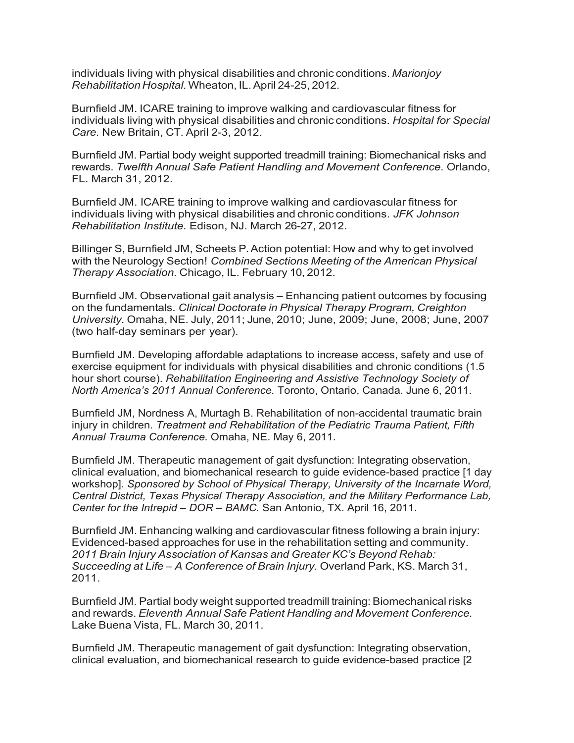individuals living with physical disabilities and chronic conditions. *Marionjoy Rehabilitation Hospital.* Wheaton, IL. April 24-25, 2012.

Burnfield JM. ICARE training to improve walking and cardiovascular fitness for individuals living with physical disabilities and chronic conditions. *Hospital for Special Care.* New Britain, CT. April 2-3, 2012.

Burnfield JM. Partial body weight supported treadmill training: Biomechanical risks and rewards. *Twelfth Annual Safe Patient Handling and Movement Conference.* Orlando, FL. March 31, 2012.

Burnfield JM. ICARE training to improve walking and cardiovascular fitness for individuals living with physical disabilities and chronic conditions. *JFK Johnson Rehabilitation Institute.* Edison, NJ. March 26-27, 2012.

Billinger S, Burnfield JM, Scheets P. Action potential: How and why to get involved with the Neurology Section! *Combined Sections Meeting of the American Physical Therapy Association.* Chicago, IL. February 10, 2012.

Burnfield JM. Observational gait analysis – Enhancing patient outcomes by focusing on the fundamentals. *Clinical Doctorate in Physical Therapy Program, Creighton University.* Omaha, NE. July, 2011; June, 2010; June, 2009; June, 2008; June, 2007 (two half-day seminars per year).

Burnfield JM. Developing affordable adaptations to increase access, safety and use of exercise equipment for individuals with physical disabilities and chronic conditions (1.5 hour short course). *Rehabilitation Engineering and Assistive Technology Society of North America's 2011 Annual Conference.* Toronto, Ontario, Canada. June 6, 2011.

Burnfield JM, Nordness A, Murtagh B. Rehabilitation of non-accidental traumatic brain injury in children. *Treatment and Rehabilitation of the Pediatric Trauma Patient, Fifth Annual Trauma Conference.* Omaha, NE. May 6, 2011.

Burnfield JM. Therapeutic management of gait dysfunction: Integrating observation, clinical evaluation, and biomechanical research to guide evidence-based practice [1 day workshop]. *Sponsored by School of Physical Therapy, University of the Incarnate Word, Central District, Texas Physical Therapy Association, and the Military Performance Lab, Center for the Intrepid – DOR – BAMC.* San Antonio, TX. April 16, 2011.

Burnfield JM. Enhancing walking and cardiovascular fitness following a brain injury: Evidenced-based approaches for use in the rehabilitation setting and community. *2011 Brain Injury Association of Kansas and Greater KC's Beyond Rehab: Succeeding at Life – A Conference of Brain Injury.* Overland Park, KS. March 31, 2011.

Burnfield JM. Partial body weight supported treadmill training: Biomechanical risks and rewards. *Eleventh Annual Safe Patient Handling and Movement Conference.* Lake Buena Vista, FL. March 30, 2011.

Burnfield JM. Therapeutic management of gait dysfunction: Integrating observation, clinical evaluation, and biomechanical research to guide evidence-based practice [2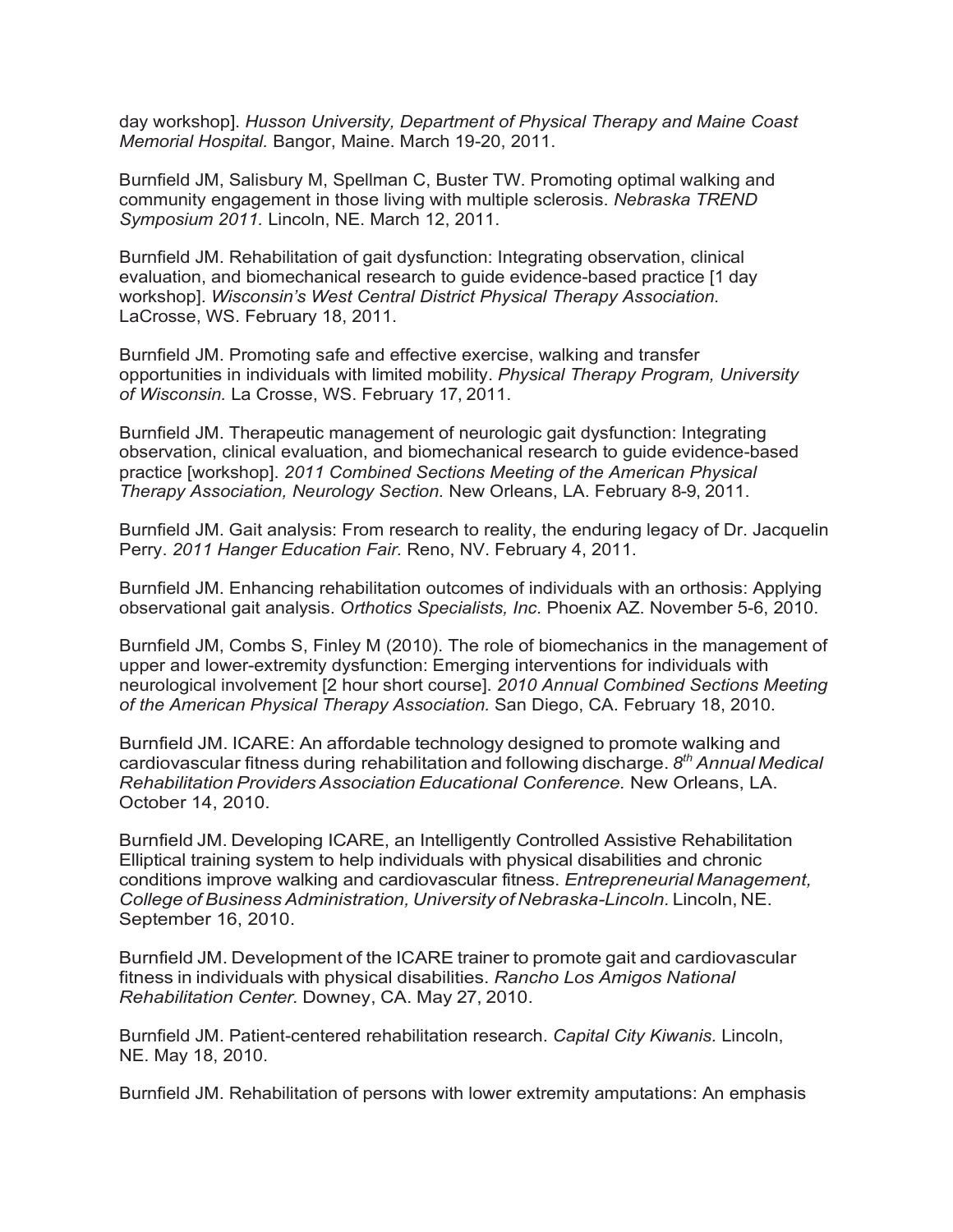day workshop]. *Husson University, Department of Physical Therapy and Maine Coast Memorial Hospital.* Bangor, Maine. March 19-20, 2011.

Burnfield JM, Salisbury M, Spellman C, Buster TW. Promoting optimal walking and community engagement in those living with multiple sclerosis. *Nebraska TREND Symposium 2011.* Lincoln, NE. March 12, 2011.

Burnfield JM. Rehabilitation of gait dysfunction: Integrating observation, clinical evaluation, and biomechanical research to guide evidence-based practice [1 day workshop]. *Wisconsin's West Central District Physical Therapy Association.* LaCrosse, WS. February 18, 2011.

Burnfield JM. Promoting safe and effective exercise, walking and transfer opportunities in individuals with limited mobility. *Physical Therapy Program, University of Wisconsin.* La Crosse, WS. February 17, 2011.

Burnfield JM. Therapeutic management of neurologic gait dysfunction: Integrating observation, clinical evaluation, and biomechanical research to guide evidence-based practice [workshop]. *2011 Combined Sections Meeting of the American Physical Therapy Association, Neurology Section.* New Orleans, LA. February 8-9, 2011.

Burnfield JM. Gait analysis: From research to reality, the enduring legacy of Dr. Jacquelin Perry. *2011 Hanger Education Fair.* Reno, NV. February 4, 2011.

Burnfield JM. Enhancing rehabilitation outcomes of individuals with an orthosis: Applying observational gait analysis. *Orthotics Specialists, Inc.* Phoenix AZ. November 5-6, 2010.

Burnfield JM, Combs S, Finley M (2010). The role of biomechanics in the management of upper and lower-extremity dysfunction: Emerging interventions for individuals with neurological involvement [2 hour short course]. *2010 Annual Combined Sections Meeting of the American Physical Therapy Association.* San Diego, CA. February 18, 2010.

Burnfield JM. ICARE: An affordable technology designed to promote walking and cardiovascular fitness during rehabilitation and following discharge. *8th Annual Medical Rehabilitation Providers Association Educational Conference.* New Orleans, LA. October 14, 2010.

Burnfield JM. Developing ICARE, an Intelligently Controlled Assistive Rehabilitation Elliptical training system to help individuals with physical disabilities and chronic conditions improve walking and cardiovascular fitness. *Entrepreneurial Management, College of Business Administration, University of Nebraska-Lincoln.* Lincoln, NE. September 16, 2010.

Burnfield JM. Development of the ICARE trainer to promote gait and cardiovascular fitness in individuals with physical disabilities. *Rancho Los Amigos National Rehabilitation Center.* Downey, CA. May 27, 2010.

Burnfield JM. Patient-centered rehabilitation research. *Capital City Kiwanis.* Lincoln, NE. May 18, 2010.

Burnfield JM. Rehabilitation of persons with lower extremity amputations: An emphasis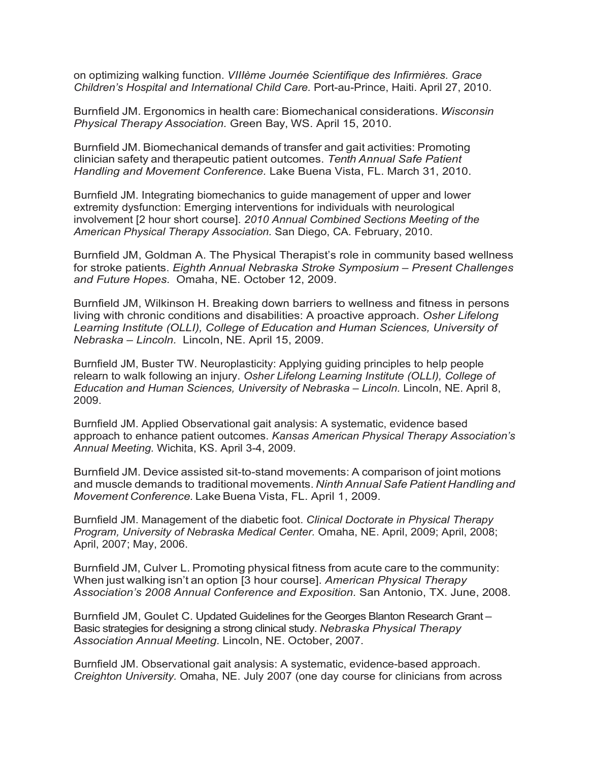on optimizing walking function. *VIIIème Journée Scientifique des Infirmières. Grace Children's Hospital and International Child Care.* Port-au-Prince, Haiti. April 27, 2010.

Burnfield JM. Ergonomics in health care: Biomechanical considerations. *Wisconsin Physical Therapy Association.* Green Bay, WS. April 15, 2010.

Burnfield JM. Biomechanical demands of transfer and gait activities: Promoting clinician safety and therapeutic patient outcomes. *Tenth Annual Safe Patient Handling and Movement Conference.* Lake Buena Vista, FL. March 31, 2010.

Burnfield JM. Integrating biomechanics to guide management of upper and lower extremity dysfunction: Emerging interventions for individuals with neurological involvement [2 hour short course]. *2010 Annual Combined Sections Meeting of the American Physical Therapy Association.* San Diego, CA. February, 2010.

Burnfield JM, Goldman A. The Physical Therapist's role in community based wellness for stroke patients. *Eighth Annual Nebraska Stroke Symposium – Present Challenges and Future Hopes.* Omaha, NE. October 12, 2009.

Burnfield JM, Wilkinson H. Breaking down barriers to wellness and fitness in persons living with chronic conditions and disabilities: A proactive approach. *Osher Lifelong Learning Institute (OLLI), College of Education and Human Sciences, University of Nebraska – Lincoln.* Lincoln, NE. April 15, 2009.

Burnfield JM, Buster TW. Neuroplasticity: Applying guiding principles to help people relearn to walk following an injury. *Osher Lifelong Learning Institute (OLLI), College of Education and Human Sciences, University of Nebraska – Lincoln.* Lincoln, NE. April 8, 2009.

Burnfield JM. Applied Observational gait analysis: A systematic, evidence based approach to enhance patient outcomes. *Kansas American Physical Therapy Association's Annual Meeting.* Wichita, KS. April 3-4, 2009.

Burnfield JM. Device assisted sit-to-stand movements: A comparison of joint motions and muscle demands to traditional movements. *Ninth Annual Safe Patient Handling and Movement Conference.* Lake Buena Vista, FL. April 1, 2009.

Burnfield JM. Management of the diabetic foot. *Clinical Doctorate in Physical Therapy Program, University of Nebraska Medical Center.* Omaha, NE. April, 2009; April, 2008; April, 2007; May, 2006.

Burnfield JM, Culver L. Promoting physical fitness from acute care to the community: When just walking isn't an option [3 hour course]. *American Physical Therapy Association's 2008 Annual Conference and Exposition.* San Antonio, TX. June, 2008.

Burnfield JM, Goulet C. Updated Guidelines for the Georges Blanton Research Grant – Basic strategies for designing a strong clinical study. *Nebraska Physical Therapy Association Annual Meeting.* Lincoln, NE. October, 2007.

Burnfield JM. Observational gait analysis: A systematic, evidence-based approach. *Creighton University.* Omaha, NE. July 2007 (one day course for clinicians from across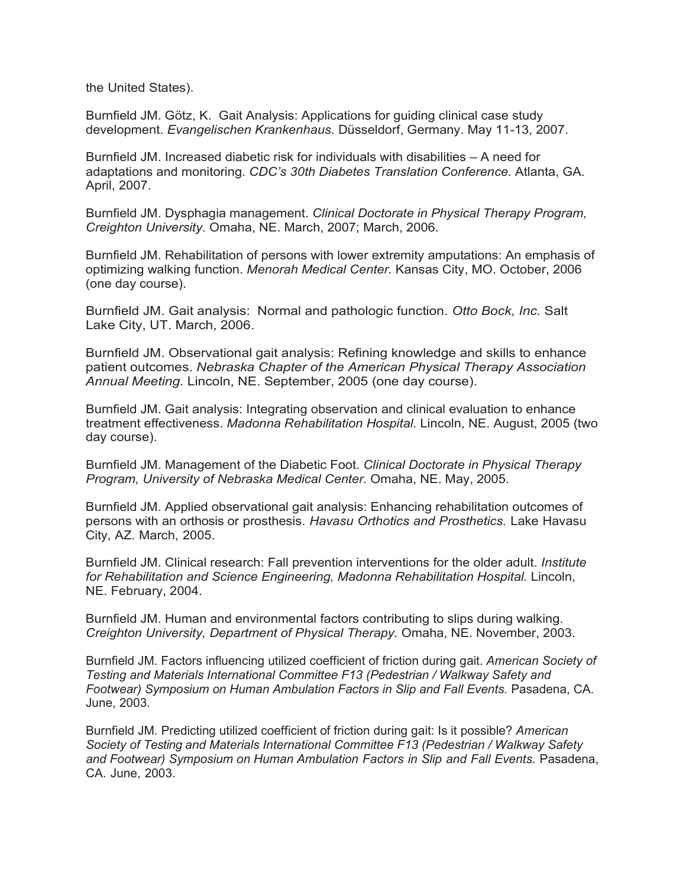the United States).

Burnfield JM. Götz, K. Gait Analysis: Applications for guiding clinical case study development. *Evangelischen Krankenhaus.* Düsseldorf, Germany. May 11-13, 2007.

Burnfield JM. Increased diabetic risk for individuals with disabilities – A need for adaptations and monitoring. *CDC's 30th Diabetes Translation Conference.* Atlanta, GA. April, 2007.

Burnfield JM. Dysphagia management. *Clinical Doctorate in Physical Therapy Program, Creighton University.* Omaha, NE. March, 2007; March, 2006.

Burnfield JM. Rehabilitation of persons with lower extremity amputations: An emphasis of optimizing walking function. *Menorah Medical Center.* Kansas City, MO. October, 2006 (one day course).

Burnfield JM. Gait analysis: Normal and pathologic function. *Otto Bock, Inc.* Salt Lake City, UT. March, 2006.

Burnfield JM. Observational gait analysis: Refining knowledge and skills to enhance patient outcomes. *Nebraska Chapter of the American Physical Therapy Association Annual Meeting.* Lincoln, NE. September, 2005 (one day course).

Burnfield JM. Gait analysis: Integrating observation and clinical evaluation to enhance treatment effectiveness. *Madonna Rehabilitation Hospital.* Lincoln, NE. August, 2005 (two day course).

Burnfield JM. Management of the Diabetic Foot. *Clinical Doctorate in Physical Therapy Program, University of Nebraska Medical Center.* Omaha, NE. May, 2005.

Burnfield JM. Applied observational gait analysis: Enhancing rehabilitation outcomes of persons with an orthosis or prosthesis. *Havasu Orthotics and Prosthetics.* Lake Havasu City, AZ. March, 2005.

Burnfield JM. Clinical research: Fall prevention interventions for the older adult. *Institute for Rehabilitation and Science Engineering, Madonna Rehabilitation Hospital.* Lincoln, NE. February, 2004.

Burnfield JM. Human and environmental factors contributing to slips during walking. *Creighton University, Department of Physical Therapy.* Omaha, NE. November, 2003.

Burnfield JM. Factors influencing utilized coefficient of friction during gait. *American Society of Testing and Materials International Committee F13 (Pedestrian / Walkway Safety and Footwear) Symposium on Human Ambulation Factors in Slip and Fall Events.* Pasadena, CA. June, 2003.

Burnfield JM. Predicting utilized coefficient of friction during gait: Is it possible? *American Society of Testing and Materials International Committee F13 (Pedestrian / Walkway Safety and Footwear) Symposium on Human Ambulation Factors in Slip and Fall Events.* Pasadena, CA. June, 2003.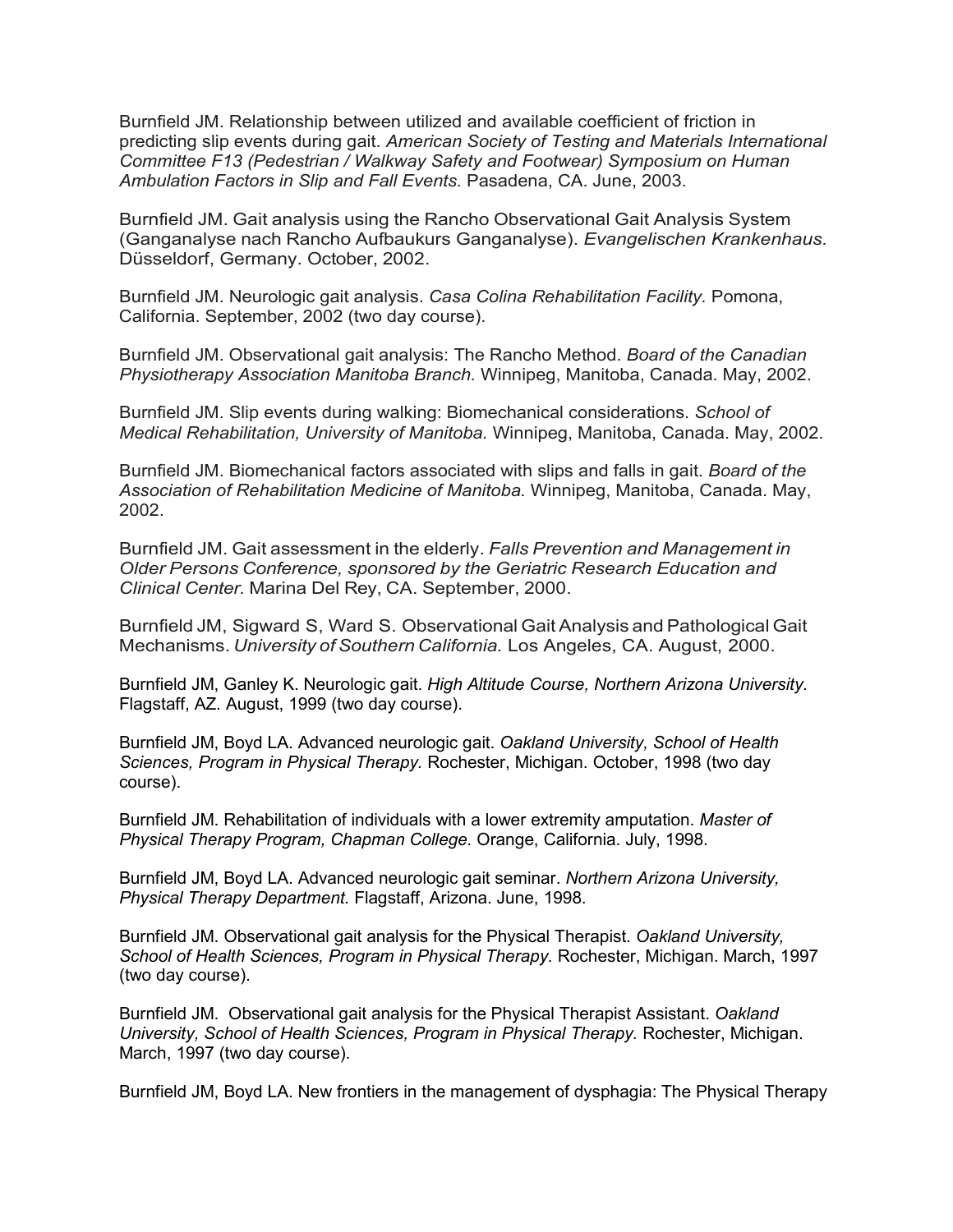Burnfield JM. Relationship between utilized and available coefficient of friction in predicting slip events during gait. *American Society of Testing and Materials International Committee F13 (Pedestrian / Walkway Safety and Footwear) Symposium on Human Ambulation Factors in Slip and Fall Events.* Pasadena, CA. June, 2003.

Burnfield JM. Gait analysis using the Rancho Observational Gait Analysis System (Ganganalyse nach Rancho Aufbaukurs Ganganalyse). *Evangelischen Krankenhaus.* Düsseldorf, Germany. October, 2002.

Burnfield JM. Neurologic gait analysis. *Casa Colina Rehabilitation Facility.* Pomona, California. September, 2002 (two day course).

Burnfield JM. Observational gait analysis: The Rancho Method. *Board of the Canadian Physiotherapy Association Manitoba Branch.* Winnipeg, Manitoba, Canada. May, 2002.

Burnfield JM. Slip events during walking: Biomechanical considerations. *School of Medical Rehabilitation, University of Manitoba.* Winnipeg, Manitoba, Canada. May, 2002.

Burnfield JM. Biomechanical factors associated with slips and falls in gait. *Board of the Association of Rehabilitation Medicine of Manitoba.* Winnipeg, Manitoba, Canada. May, 2002.

Burnfield JM. Gait assessment in the elderly. *Falls Prevention and Management in Older Persons Conference, sponsored by the Geriatric Research Education and Clinical Center.* Marina Del Rey, CA. September, 2000.

Burnfield JM, Sigward S, Ward S. Observational Gait Analysis and Pathological Gait Mechanisms. *University of Southern California.* Los Angeles, CA. August, 2000.

Burnfield JM, Ganley K. Neurologic gait. *High Altitude Course, Northern Arizona University.* Flagstaff, AZ. August, 1999 (two day course).

Burnfield JM, Boyd LA. Advanced neurologic gait. *Oakland University, School of Health Sciences, Program in Physical Therapy.* Rochester, Michigan. October, 1998 (two day course).

Burnfield JM. Rehabilitation of individuals with a lower extremity amputation. *Master of Physical Therapy Program, Chapman College.* Orange, California. July, 1998.

Burnfield JM, Boyd LA. Advanced neurologic gait seminar. *Northern Arizona University, Physical Therapy Department.* Flagstaff, Arizona. June, 1998.

Burnfield JM. Observational gait analysis for the Physical Therapist. *Oakland University, School of Health Sciences, Program in Physical Therapy.* Rochester, Michigan. March, 1997 (two day course).

Burnfield JM. Observational gait analysis for the Physical Therapist Assistant. *Oakland University, School of Health Sciences, Program in Physical Therapy.* Rochester, Michigan. March, 1997 (two day course).

Burnfield JM, Boyd LA. New frontiers in the management of dysphagia: The Physical Therapy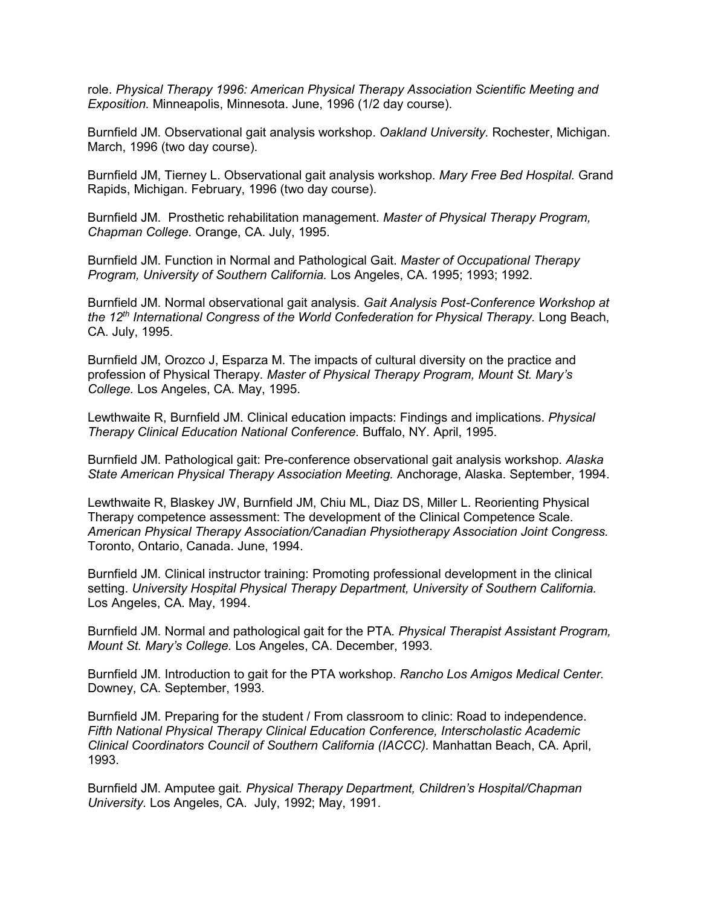role. *Physical Therapy 1996: American Physical Therapy Association Scientific Meeting and Exposition.* Minneapolis, Minnesota. June, 1996 (1/2 day course).

Burnfield JM. Observational gait analysis workshop. *Oakland University.* Rochester, Michigan. March, 1996 (two day course).

Burnfield JM, Tierney L. Observational gait analysis workshop. *Mary Free Bed Hospital.* Grand Rapids, Michigan. February, 1996 (two day course).

Burnfield JM. Prosthetic rehabilitation management. *Master of Physical Therapy Program, Chapman College.* Orange, CA. July, 1995.

Burnfield JM. Function in Normal and Pathological Gait. *Master of Occupational Therapy Program, University of Southern California.* Los Angeles, CA. 1995; 1993; 1992.

Burnfield JM. Normal observational gait analysis. *Gait Analysis Post-Conference Workshop at the 12th International Congress of the World Confederation for Physical Therapy.* Long Beach, CA. July, 1995.

Burnfield JM, Orozco J, Esparza M. The impacts of cultural diversity on the practice and profession of Physical Therapy. *Master of Physical Therapy Program, Mount St. Mary's College.* Los Angeles, CA. May, 1995.

Lewthwaite R, Burnfield JM. Clinical education impacts: Findings and implications. *Physical Therapy Clinical Education National Conference.* Buffalo, NY. April, 1995.

Burnfield JM. Pathological gait: Pre-conference observational gait analysis workshop. *Alaska State American Physical Therapy Association Meeting.* Anchorage, Alaska. September, 1994.

Lewthwaite R, Blaskey JW, Burnfield JM, Chiu ML, Diaz DS, Miller L. Reorienting Physical Therapy competence assessment: The development of the Clinical Competence Scale. *American Physical Therapy Association/Canadian Physiotherapy Association Joint Congress.* Toronto, Ontario, Canada. June, 1994.

Burnfield JM. Clinical instructor training: Promoting professional development in the clinical setting. *University Hospital Physical Therapy Department, University of Southern California.* Los Angeles, CA. May, 1994.

Burnfield JM. Normal and pathological gait for the PTA. *Physical Therapist Assistant Program, Mount St. Mary's College.* Los Angeles, CA. December, 1993.

Burnfield JM. Introduction to gait for the PTA workshop. *Rancho Los Amigos Medical Center.* Downey, CA. September, 1993.

Burnfield JM. Preparing for the student / From classroom to clinic: Road to independence. *Fifth National Physical Therapy Clinical Education Conference, Interscholastic Academic Clinical Coordinators Council of Southern California (IACCC).* Manhattan Beach, CA. April, 1993.

Burnfield JM. Amputee gait. *Physical Therapy Department, Children's Hospital/Chapman University.* Los Angeles, CA. July, 1992; May, 1991.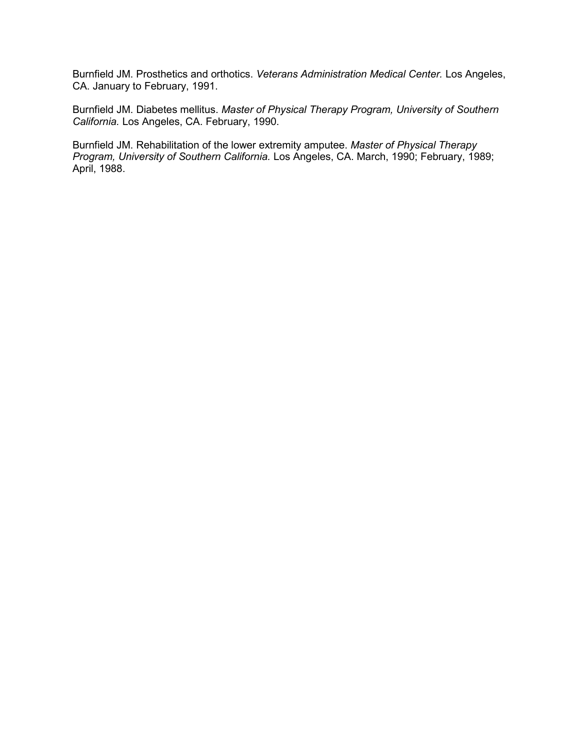Burnfield JM. Prosthetics and orthotics. *Veterans Administration Medical Center.* Los Angeles, CA. January to February, 1991.

Burnfield JM. Diabetes mellitus. *Master of Physical Therapy Program, University of Southern California.* Los Angeles, CA. February, 1990.

Burnfield JM. Rehabilitation of the lower extremity amputee. *Master of Physical Therapy Program, University of Southern California.* Los Angeles, CA. March, 1990; February, 1989; April, 1988.